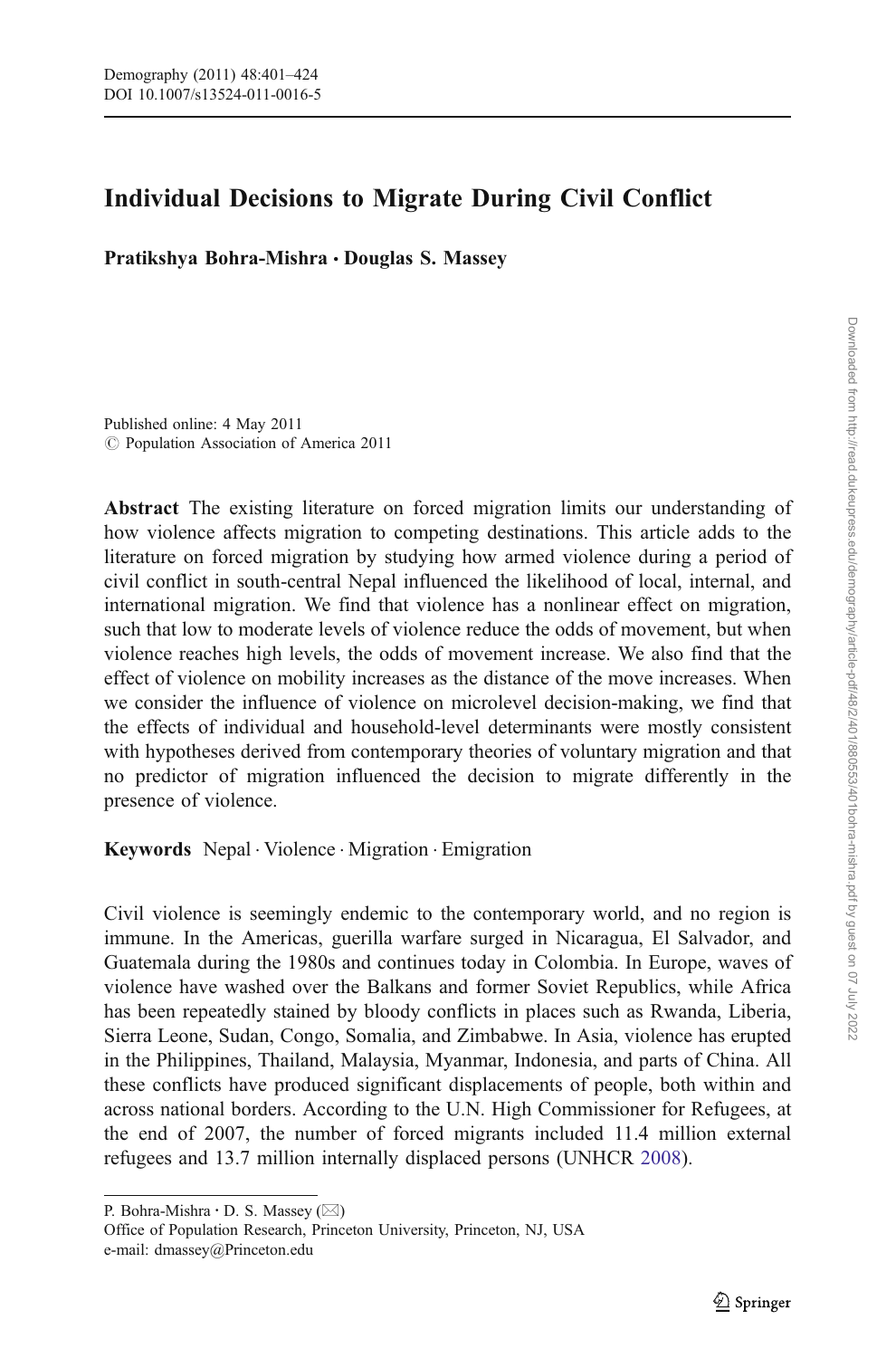# Individual Decisions to Migrate During Civil Conflict

**Pratikshya Bohra-Mishra · Douglas S. Massey**

Published online: 4 May 2011
© Population Association of America 2011

**Abstract** The existing literature on forced migration limits our understanding of how violence affects migration to competing destinations. This article adds to the literature on forced migration by studying how armed violence during a period of civil conflict in south-central Nepal influenced the likelihood of local, internal, and international migration. We find that violence has a nonlinear effect on migration, such that low to moderate levels of violence reduce the odds of movement, but when violence reaches high levels, the odds of movement increase. We also find that the effect of violence on mobility increases as the distance of the move increases. When we consider the influence of violence on microlevel decision-making, we find that the effects of individual and household-level determinants were mostly consistent with hypotheses derived from contemporary theories of voluntary migration and that no predictor of migration influenced the decision to migrate differently in the presence of violence.

**Keywords** Nepal · Violence · Migration · Emigration

Civil violence is seemingly endemic to the contemporary world, and no region is immune. In the Americas, guerilla warfare surged in Nicaragua, El Salvador, and Guatemala during the 1980s and continues today in Colombia. In Europe, waves of violence have washed over the Balkans and former Soviet Republics, while Africa has been repeatedly stained by bloody conflicts in places such as Rwanda, Liberia, Sierra Leone, Sudan, Congo, Somalia, and Zimbabwe. In Asia, violence has erupted in the Philippines, Thailand, Malaysia, Myanmar, Indonesia, and parts of China. All these conflicts have produced significant displacements of people, both within and across national borders. According to the U.N. High Commissioner for Refugees, at the end of 2007, the number of forced migrants included 11.4 million external refugees and 13.7 million internally displaced persons (UNHCR 2008).

P. Bohra-Mishra · D. S. Massey (✉)
Office of Population Research, Princeton University, Princeton, NJ, USA
e-mail: dmassey@Princeton.edu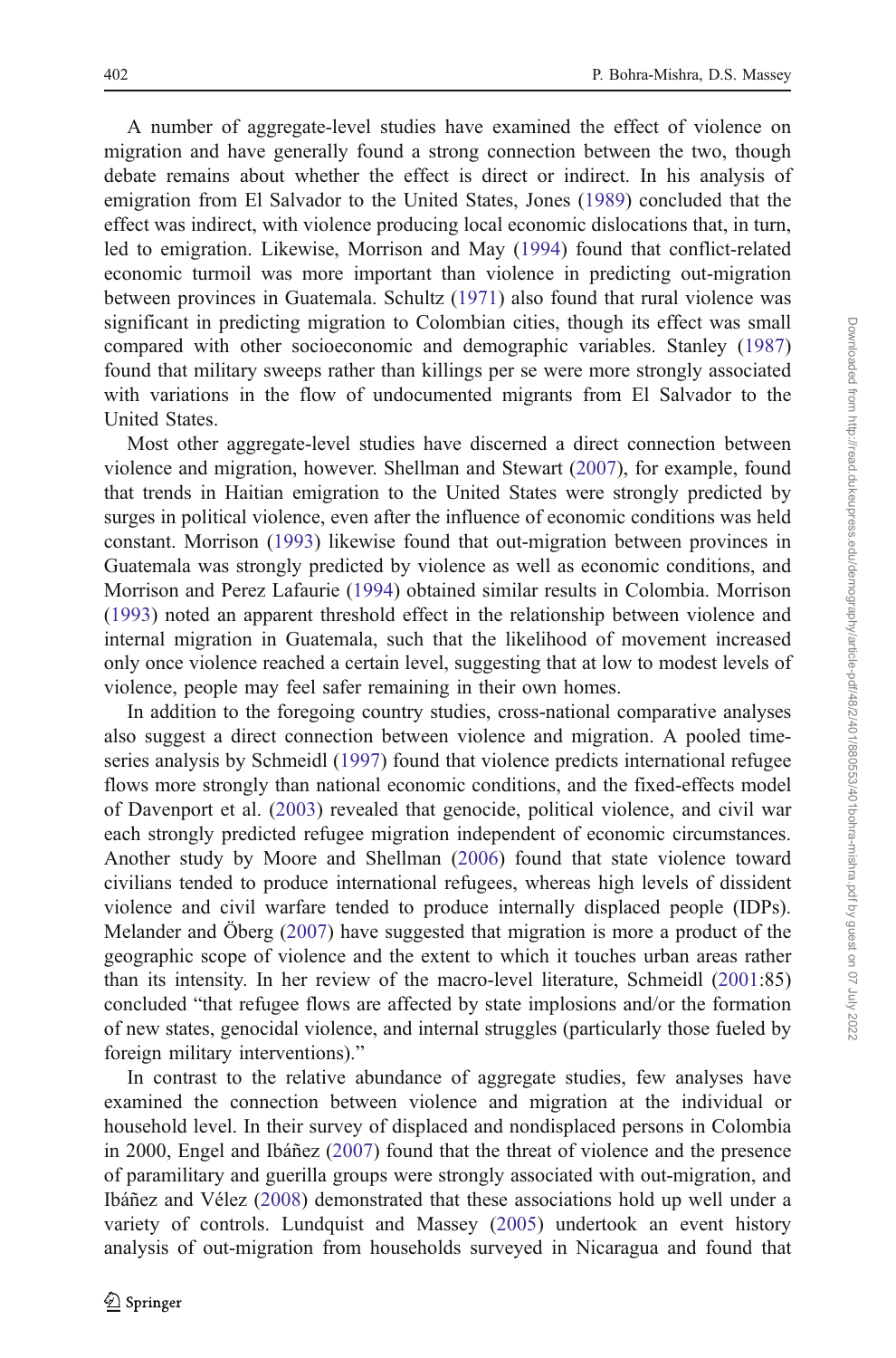A number of aggregate-level studies have examined the effect of violence on migration and have generally found a strong connection between the two, though debate remains about whether the effect is direct or indirect. In his analysis of emigration from El Salvador to the United States, Jones (1989) concluded that the effect was indirect, with violence producing local economic dislocations that, in turn, led to emigration. Likewise, Morrison and May (1994) found that conflict-related economic turmoil was more important than violence in predicting out-migration between provinces in Guatemala. Schultz (1971) also found that rural violence was significant in predicting migration to Colombian cities, though its effect was small compared with other socioeconomic and demographic variables. Stanley (1987) found that military sweeps rather than killings per se were more strongly associated with variations in the flow of undocumented migrants from El Salvador to the United States.

Most other aggregate-level studies have discerned a direct connection between violence and migration, however. Shellman and Stewart (2007), for example, found that trends in Haitian emigration to the United States were strongly predicted by surges in political violence, even after the influence of economic conditions was held constant. Morrison (1993) likewise found that out-migration between provinces in Guatemala was strongly predicted by violence as well as economic conditions, and Morrison and Perez Lafaurie (1994) obtained similar results in Colombia. Morrison (1993) noted an apparent threshold effect in the relationship between violence and internal migration in Guatemala, such that the likelihood of movement increased only once violence reached a certain level, suggesting that at low to modest levels of violence, people may feel safer remaining in their own homes.

In addition to the foregoing country studies, cross-national comparative analyses also suggest a direct connection between violence and migration. A pooled time-series analysis by Schmeidl (1997) found that violence predicts international refugee flows more strongly than national economic conditions, and the fixed-effects model of Davenport et al. (2003) revealed that genocide, political violence, and civil war each strongly predicted refugee migration independent of economic circumstances. Another study by Moore and Shellman (2006) found that state violence toward civilians tended to produce international refugees, whereas high levels of dissident violence and civil warfare tended to produce internally displaced people (IDPs). Melander and Öberg (2007) have suggested that migration is more a product of the geographic scope of violence and the extent to which it touches urban areas rather than its intensity. In her review of the macro-level literature, Schmeidl (2001:85) concluded "that refugee flows are affected by state implosions and/or the formation of new states, genocidal violence, and internal struggles (particularly those fueled by foreign military interventions)."

In contrast to the relative abundance of aggregate studies, few analyses have examined the connection between violence and migration at the individual or household level. In their survey of displaced and nondisplaced persons in Colombia in 2000, Engel and Ibáñez (2007) found that the threat of violence and the presence of paramilitary and guerilla groups were strongly associated with out-migration, and Ibáñez and Vélez (2008) demonstrated that these associations hold up well under a variety of controls. Lundquist and Massey (2005) undertook an event history analysis of out-migration from households surveyed in Nicaragua and found that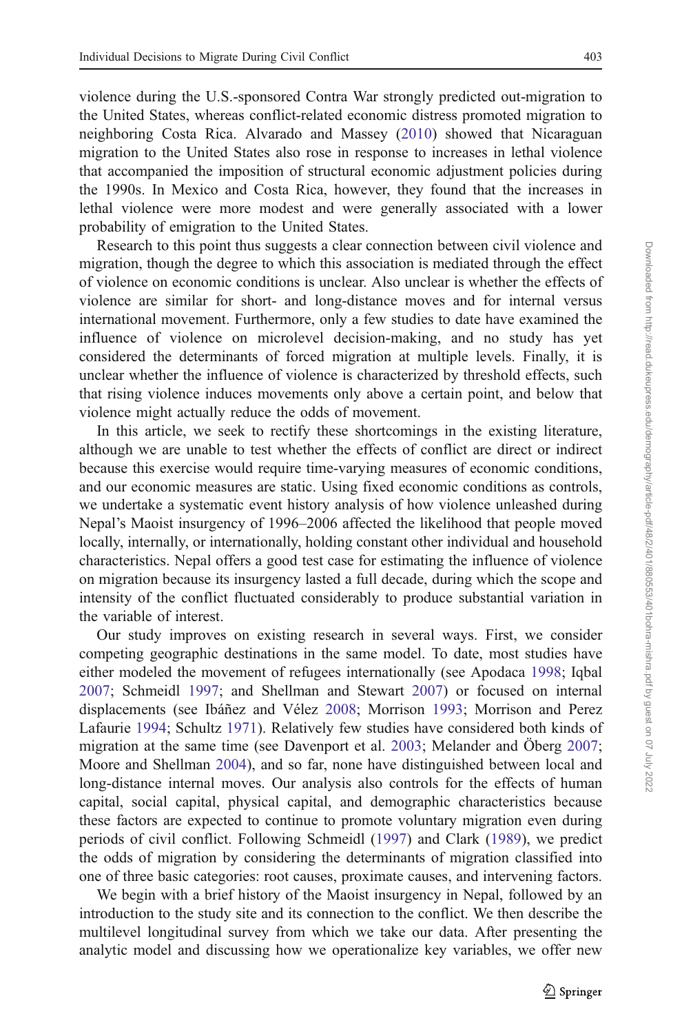violence during the U.S.-sponsored Contra War strongly predicted out-migration to the United States, whereas conflict-related economic distress promoted migration to neighboring Costa Rica. Alvarado and Massey (2010) showed that Nicaraguan migration to the United States also rose in response to increases in lethal violence that accompanied the imposition of structural economic adjustment policies during the 1990s. In Mexico and Costa Rica, however, they found that the increases in lethal violence were more modest and were generally associated with a lower probability of emigration to the United States.

Research to this point thus suggests a clear connection between civil violence and migration, though the degree to which this association is mediated through the effect of violence on economic conditions is unclear. Also unclear is whether the effects of violence are similar for short- and long-distance moves and for internal versus international movement. Furthermore, only a few studies to date have examined the influence of violence on microlevel decision-making, and no study has yet considered the determinants of forced migration at multiple levels. Finally, it is unclear whether the influence of violence is characterized by threshold effects, such that rising violence induces movements only above a certain point, and below that violence might actually reduce the odds of movement.

In this article, we seek to rectify these shortcomings in the existing literature, although we are unable to test whether the effects of conflict are direct or indirect because this exercise would require time-varying measures of economic conditions, and our economic measures are static. Using fixed economic conditions as controls, we undertake a systematic event history analysis of how violence unleashed during Nepal's Maoist insurgency of 1996–2006 affected the likelihood that people moved locally, internally, or internationally, holding constant other individual and household characteristics. Nepal offers a good test case for estimating the influence of violence on migration because its insurgency lasted a full decade, during which the scope and intensity of the conflict fluctuated considerably to produce substantial variation in the variable of interest.

Our study improves on existing research in several ways. First, we consider competing geographic destinations in the same model. To date, most studies have either modeled the movement of refugees internationally (see Apodaca 1998; Iqbal 2007; Schmeidl 1997; and Shellman and Stewart 2007) or focused on internal displacements (see Ibáñez and Vélez 2008; Morrison 1993; Morrison and Perez Lafaurie 1994; Schultz 1971). Relatively few studies have considered both kinds of migration at the same time (see Davenport et al. 2003; Melander and Öberg 2007; Moore and Shellman 2004), and so far, none have distinguished between local and long-distance internal moves. Our analysis also controls for the effects of human capital, social capital, physical capital, and demographic characteristics because these factors are expected to continue to promote voluntary migration even during periods of civil conflict. Following Schmeidl (1997) and Clark (1989), we predict the odds of migration by considering the determinants of migration classified into one of three basic categories: root causes, proximate causes, and intervening factors.

We begin with a brief history of the Maoist insurgency in Nepal, followed by an introduction to the study site and its connection to the conflict. We then describe the multilevel longitudinal survey from which we take our data. After presenting the analytic model and discussing how we operationalize key variables, we offer new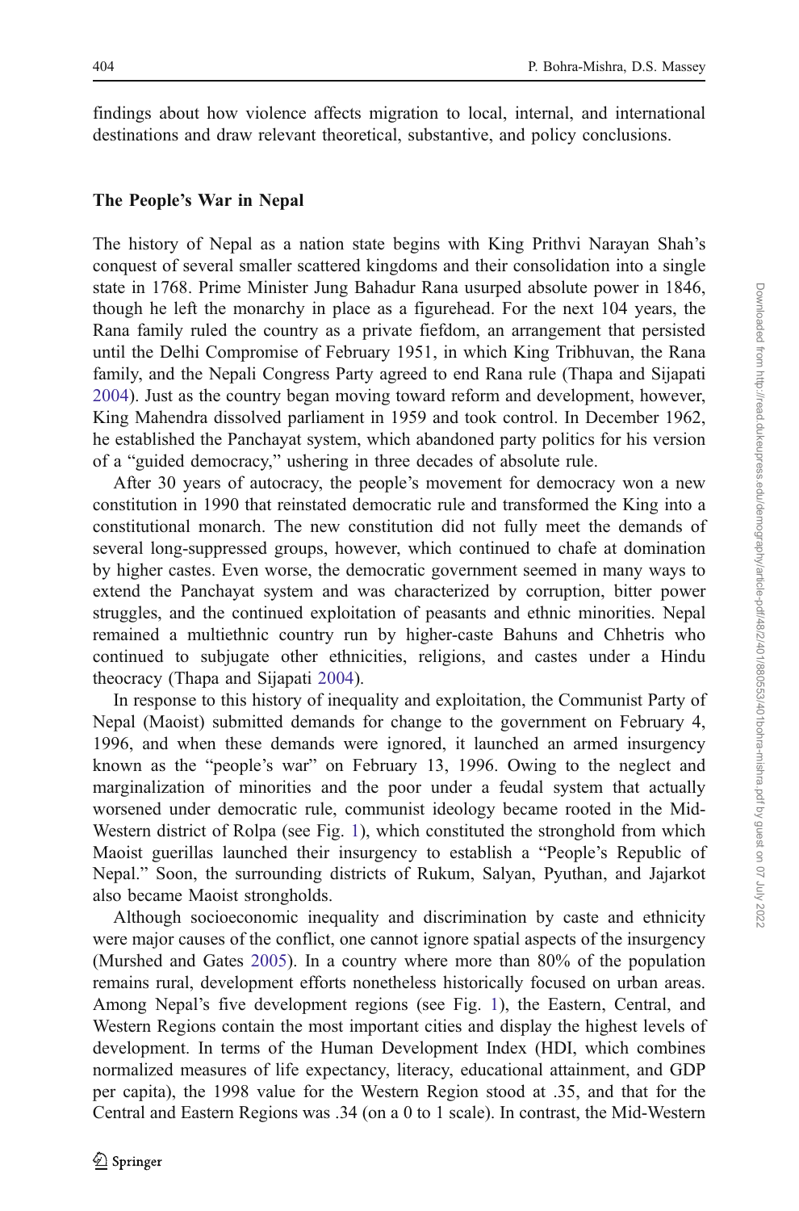findings about how violence affects migration to local, internal, and international destinations and draw relevant theoretical, substantive, and policy conclusions.

## The People's War in Nepal

The history of Nepal as a nation state begins with King Prithvi Narayan Shah's conquest of several smaller scattered kingdoms and their consolidation into a single state in 1768. Prime Minister Jung Bahadur Rana usurped absolute power in 1846, though he left the monarchy in place as a figurehead. For the next 104 years, the Rana family ruled the country as a private fiefdom, an arrangement that persisted until the Delhi Compromise of February 1951, in which King Tribhuvan, the Rana family, and the Nepali Congress Party agreed to end Rana rule (Thapa and Sijapati 2004). Just as the country began moving toward reform and development, however, King Mahendra dissolved parliament in 1959 and took control. In December 1962, he established the Panchayat system, which abandoned party politics for his version of a "guided democracy," ushering in three decades of absolute rule.

After 30 years of autocracy, the people's movement for democracy won a new constitution in 1990 that reinstated democratic rule and transformed the King into a constitutional monarch. The new constitution did not fully meet the demands of several long-suppressed groups, however, which continued to chafe at domination by higher castes. Even worse, the democratic government seemed in many ways to extend the Panchayat system and was characterized by corruption, bitter power struggles, and the continued exploitation of peasants and ethnic minorities. Nepal remained a multiethnic country run by higher-caste Bahuns and Chhetris who continued to subjugate other ethnicities, religions, and castes under a Hindu theocracy (Thapa and Sijapati 2004).

In response to this history of inequality and exploitation, the Communist Party of Nepal (Maoist) submitted demands for change to the government on February 4, 1996, and when these demands were ignored, it launched an armed insurgency known as the "people's war" on February 13, 1996. Owing to the neglect and marginalization of minorities and the poor under a feudal system that actually worsened under democratic rule, communist ideology became rooted in the Mid-Western district of Rolpa (see Fig. 1), which constituted the stronghold from which Maoist guerillas launched their insurgency to establish a "People's Republic of Nepal." Soon, the surrounding districts of Rukum, Salyan, Pyuthan, and Jajarkot also became Maoist strongholds.

Although socioeconomic inequality and discrimination by caste and ethnicity were major causes of the conflict, one cannot ignore spatial aspects of the insurgency (Murshed and Gates 2005). In a country where more than 80% of the population remains rural, development efforts nonetheless historically focused on urban areas. Among Nepal's five development regions (see Fig. 1), the Eastern, Central, and Western Regions contain the most important cities and display the highest levels of development. In terms of the Human Development Index (HDI, which combines normalized measures of life expectancy, literacy, educational attainment, and GDP per capita), the 1998 value for the Western Region stood at .35, and that for the Central and Eastern Regions was .34 (on a 0 to 1 scale). In contrast, the Mid-Western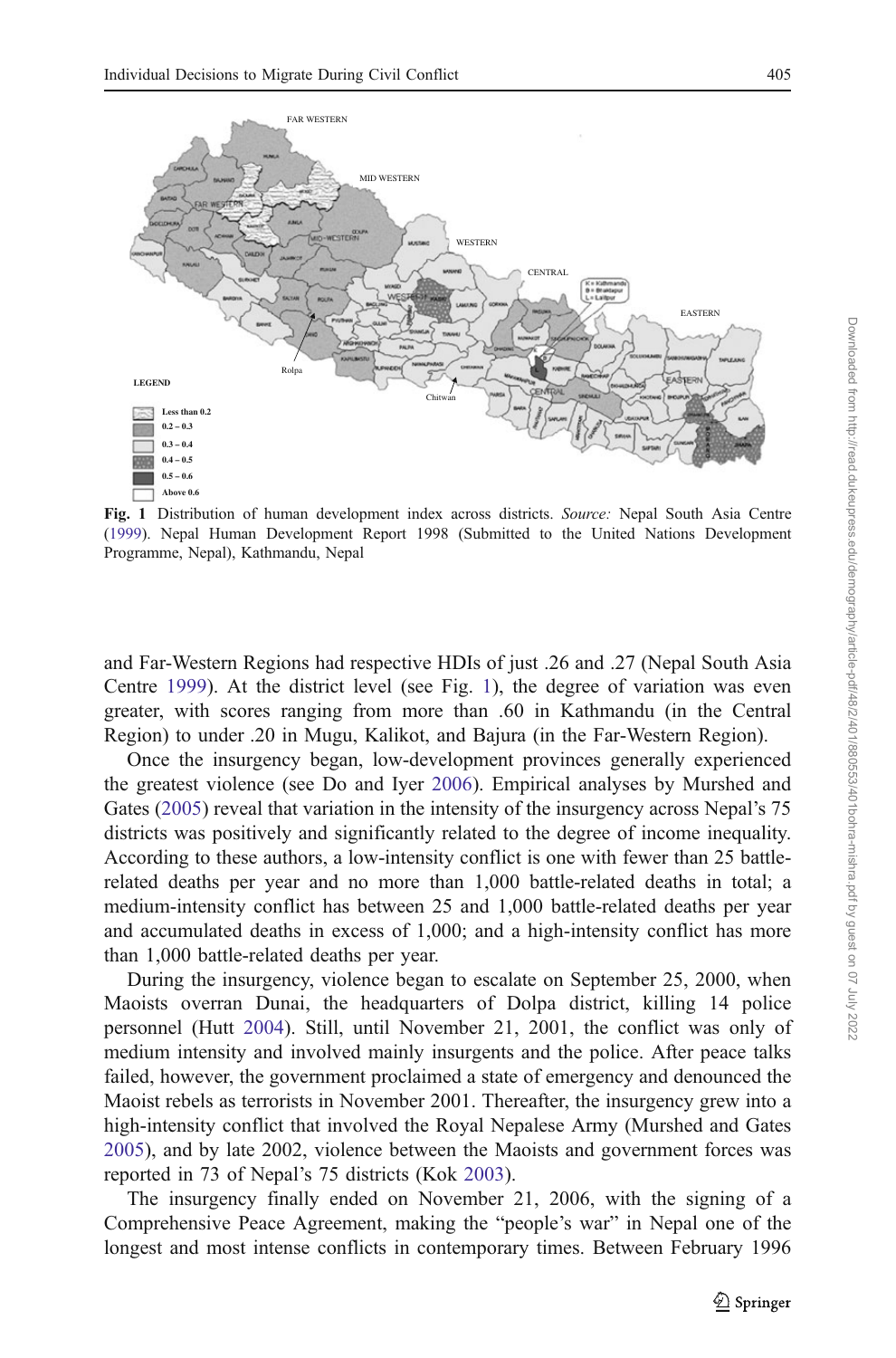Fig. 1 Distribution of human development index across districts. *Source:* Nepal South Asia Centre (1999). Nepal Human Development Report 1998 (Submitted to the United Nations Development Programme, Nepal), Kathmandu, Nepal

and Far-Western Regions had respective HDIs of just .26 and .27 (Nepal South Asia Centre 1999). At the district level (see Fig. 1), the degree of variation was even greater, with scores ranging from more than .60 in Kathmandu (in the Central Region) to under .20 in Mugu, Kalikot, and Bajura (in the Far-Western Region).

Once the insurgency began, low-development provinces generally experienced the greatest violence (see Do and Iyer 2006). Empirical analyses by Murshed and Gates (2005) reveal that variation in the intensity of the insurgency across Nepal's 75 districts was positively and significantly related to the degree of income inequality. According to these authors, a low-intensity conflict is one with fewer than 25 battle-related deaths per year and no more than 1,000 battle-related deaths in total; a medium-intensity conflict has between 25 and 1,000 battle-related deaths per year and accumulated deaths in excess of 1,000; and a high-intensity conflict has more than 1,000 battle-related deaths per year.

During the insurgency, violence began to escalate on September 25, 2000, when Maoists overran Dunai, the headquarters of Dolpa district, killing 14 police personnel (Hutt 2004). Still, until November 21, 2001, the conflict was only of medium intensity and involved mainly insurgents and the police. After peace talks failed, however, the government proclaimed a state of emergency and denounced the Maoist rebels as terrorists in November 2001. Thereafter, the insurgency grew into a high-intensity conflict that involved the Royal Nepalese Army (Murshed and Gates 2005), and by late 2002, violence between the Maoists and government forces was reported in 73 of Nepal's 75 districts (Kok 2003).

The insurgency finally ended on November 21, 2006, with the signing of a Comprehensive Peace Agreement, making the "people's war" in Nepal one of the longest and most intense conflicts in contemporary times. Between February 1996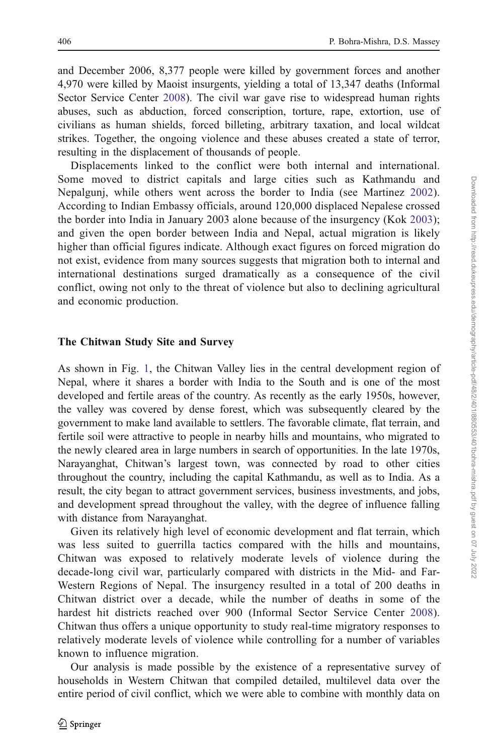and December 2006, 8,377 people were killed by government forces and another 4,970 were killed by Maoist insurgents, yielding a total of 13,347 deaths (Informal Sector Service Center 2008). The civil war gave rise to widespread human rights abuses, such as abduction, forced conscription, torture, rape, extortion, use of civilians as human shields, forced billeting, arbitrary taxation, and local wildcat strikes. Together, the ongoing violence and these abuses created a state of terror, resulting in the displacement of thousands of people.

Displacements linked to the conflict were both internal and international. Some moved to district capitals and large cities such as Kathmandu and Nepalgunj, while others went across the border to India (see Martinez 2002). According to Indian Embassy officials, around 120,000 displaced Nepalese crossed the border into India in January 2003 alone because of the insurgency (Kok 2003); and given the open border between India and Nepal, actual migration is likely higher than official figures indicate. Although exact figures on forced migration do not exist, evidence from many sources suggests that migration both to internal and international destinations surged dramatically as a consequence of the civil conflict, owing not only to the threat of violence but also to declining agricultural and economic production.

## The Chitwan Study Site and Survey

As shown in Fig. 1, the Chitwan Valley lies in the central development region of Nepal, where it shares a border with India to the South and is one of the most developed and fertile areas of the country. As recently as the early 1950s, however, the valley was covered by dense forest, which was subsequently cleared by the government to make land available to settlers. The favorable climate, flat terrain, and fertile soil were attractive to people in nearby hills and mountains, who migrated to the newly cleared area in large numbers in search of opportunities. In the late 1970s, Narayanghat, Chitwan's largest town, was connected by road to other cities throughout the country, including the capital Kathmandu, as well as to India. As a result, the city began to attract government services, business investments, and jobs, and development spread throughout the valley, with the degree of influence falling with distance from Narayanghat.

Given its relatively high level of economic development and flat terrain, which was less suited to guerrilla tactics compared with the hills and mountains, Chitwan was exposed to relatively moderate levels of violence during the decade-long civil war, particularly compared with districts in the Mid- and Far-Western Regions of Nepal. The insurgency resulted in a total of 200 deaths in Chitwan district over a decade, while the number of deaths in some of the hardest hit districts reached over 900 (Informal Sector Service Center 2008). Chitwan thus offers a unique opportunity to study real-time migratory responses to relatively moderate levels of violence while controlling for a number of variables known to influence migration.

Our analysis is made possible by the existence of a representative survey of households in Western Chitwan that compiled detailed, multilevel data over the entire period of civil conflict, which we were able to combine with monthly data on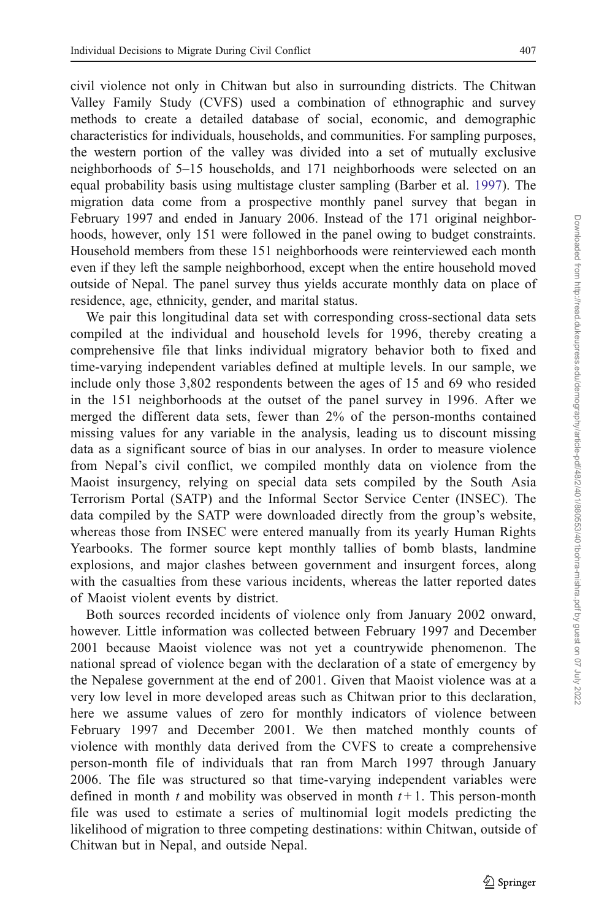civil violence not only in Chitwan but also in surrounding districts. The Chitwan Valley Family Study (CVFS) used a combination of ethnographic and survey methods to create a detailed database of social, economic, and demographic characteristics for individuals, households, and communities. For sampling purposes, the western portion of the valley was divided into a set of mutually exclusive neighborhoods of 5–15 households, and 171 neighborhoods were selected on an equal probability basis using multistage cluster sampling (Barber et al. 1997). The migration data come from a prospective monthly panel survey that began in February 1997 and ended in January 2006. Instead of the 171 original neighborhoods, however, only 151 were followed in the panel owing to budget constraints. Household members from these 151 neighborhoods were reinterviewed each month even if they left the sample neighborhood, except when the entire household moved outside of Nepal. The panel survey thus yields accurate monthly data on place of residence, age, ethnicity, gender, and marital status.

We pair this longitudinal data set with corresponding cross-sectional data sets compiled at the individual and household levels for 1996, thereby creating a comprehensive file that links individual migratory behavior both to fixed and time-varying independent variables defined at multiple levels. In our sample, we include only those 3,802 respondents between the ages of 15 and 69 who resided in the 151 neighborhoods at the outset of the panel survey in 1996. After we merged the different data sets, fewer than 2% of the person-months contained missing values for any variable in the analysis, leading us to discount missing data as a significant source of bias in our analyses. In order to measure violence from Nepal's civil conflict, we compiled monthly data on violence from the Maoist insurgency, relying on special data sets compiled by the South Asia Terrorism Portal (SATP) and the Informal Sector Service Center (INSEC). The data compiled by the SATP were downloaded directly from the group's website, whereas those from INSEC were entered manually from its yearly Human Rights Yearbooks. The former source kept monthly tallies of bomb blasts, landmine explosions, and major clashes between government and insurgent forces, along with the casualties from these various incidents, whereas the latter reported dates of Maoist violent events by district.

Both sources recorded incidents of violence only from January 2002 onward, however. Little information was collected between February 1997 and December 2001 because Maoist violence was not yet a countrywide phenomenon. The national spread of violence began with the declaration of a state of emergency by the Nepalese government at the end of 2001. Given that Maoist violence was at a very low level in more developed areas such as Chitwan prior to this declaration, here we assume values of zero for monthly indicators of violence between February 1997 and December 2001. We then matched monthly counts of violence with monthly data derived from the CVFS to create a comprehensive person-month file of individuals that ran from March 1997 through January 2006. The file was structured so that time-varying independent variables were defined in month $t$ and mobility was observed in month $t+1$. This person-month file was used to estimate a series of multinomial logit models predicting the likelihood of migration to three competing destinations: within Chitwan, outside of Chitwan but in Nepal, and outside Nepal.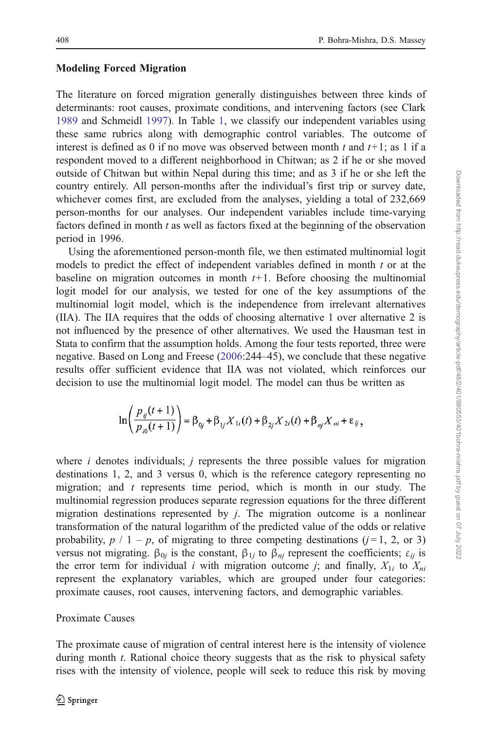### Modeling Forced Migration

The literature on forced migration generally distinguishes between three kinds of determinants: root causes, proximate conditions, and intervening factors (see Clark 1989 and Schmeidl 1997). In Table 1, we classify our independent variables using these same rubrics along with demographic control variables. The outcome of interest is defined as 0 if no move was observed between month $t$ and $t$+1; as 1 if a respondent moved to a different neighborhood in Chitwan; as 2 if he or she moved outside of Chitwan but within Nepal during this time; and as 3 if he or she left the country entirely. All person-months after the individual's first trip or survey date, whichever comes first, are excluded from the analyses, yielding a total of 232,669 person-months for our analyses. Our independent variables include time-varying factors defined in month $t$ as well as factors fixed at the beginning of the observation period in 1996.

Using the aforementioned person-month file, we then estimated multinomial logit models to predict the effect of independent variables defined in month $t$ or at the baseline on migration outcomes in month $t$+1. Before choosing the multinomial logit model for our analysis, we tested for one of the key assumptions of the multinomial logit model, which is the independence from irrelevant alternatives (IIA). The IIA requires that the odds of choosing alternative 1 over alternative 2 is not influenced by the presence of other alternatives. We used the Hausman test in Stata to confirm that the assumption holds. Among the four tests reported, three were negative. Based on Long and Freese (2006:244–45), we conclude that these negative results offer sufficient evidence that IIA was not violated, which reinforces our decision to use the multinomial logit model. The model can thus be written as

$$\ln\left(\frac{p_{ij}(t+1)}{p_{i0}(t+1)}\right) = \beta_{0j} + \beta_{1j}X_{1i}(t) + \beta_{2j}X_{2i}(t) + \beta_{nj}X_{ni} + \varepsilon_{ij},$$

where $i$ denotes individuals; $j$ represents the three possible values for migration destinations 1, 2, and 3 versus 0, which is the reference category representing no migration; and $t$ represents time period, which is month in our study. The multinomial regression produces separate regression equations for the three different migration destinations represented by $j$. The migration outcome is a nonlinear transformation of the natural logarithm of the predicted value of the odds or relative probability, $p$ / 1 – $p$, of migrating to three competing destinations ($j$ = 1, 2, or 3) versus not migrating. $\beta_{0j}$ is the constant, $\beta_{1j}$ to $\beta_{nj}$ represent the coefficients; $\varepsilon_{ij}$ is the error term for individual $i$ with migration outcome $j$; and finally, $X_{1i}$ to $X_{ni}$ represent the explanatory variables, which are grouped under four categories: proximate causes, root causes, intervening factors, and demographic variables.

#### Proximate Causes

The proximate cause of migration of central interest here is the intensity of violence during month $t$. Rational choice theory suggests that as the risk to physical safety rises with the intensity of violence, people will seek to reduce this risk by moving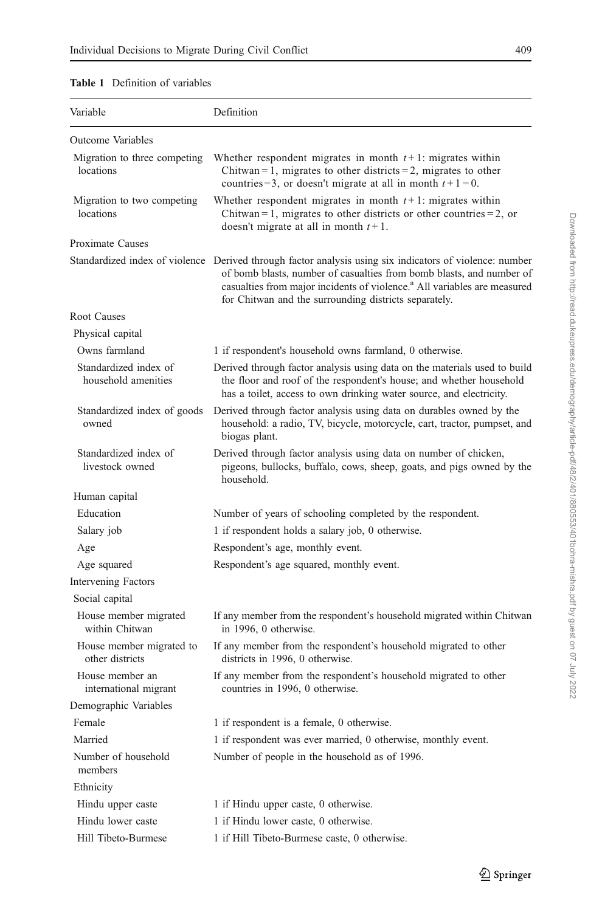**Table 1** Definition of variables

| Variable | Definition |
|---|---|
| Outcome Variables | |
| Migration to three competing locations | Whether respondent migrates in month $t+1$: migrates within Chitwan = 1, migrates to other districts = 2, migrates to other countries = 3, or doesn't migrate at all in month $t+1=0$. |
| Migration to two competing locations | Whether respondent migrates in month $t+1$: migrates within Chitwan = 1, migrates to other districts or other countries = 2, or doesn't migrate at all in month $t+1$. |
| Proximate Causes | |
| Standardized index of violence | Derived through factor analysis using six indicators of violence: number of bomb blasts, number of casualties from bomb blasts, and number of casualties from major incidents of violence.[a] All variables are measured for Chitwan and the surrounding districts separately. |
| Root Causes | |
| Physical capital | |
| Owns farmland | 1 if respondent's household owns farmland, 0 otherwise. |
| Standardized index of household amenities | Derived through factor analysis using data on the materials used to build the floor and roof of the respondent's house; and whether household has a toilet, access to own drinking water source, and electricity. |
| Standardized index of goods owned | Derived through factor analysis using data on durables owned by the household: a radio, TV, bicycle, motorcycle, cart, tractor, pumpset, and biogas plant. |
| Standardized index of livestock owned | Derived through factor analysis using data on number of chicken, pigeons, bullocks, buffalo, cows, sheep, goats, and pigs owned by the household. |
| Human capital | |
| Education | Number of years of schooling completed by the respondent. |
| Salary job | 1 if respondent holds a salary job, 0 otherwise. |
| Age | Respondent's age, monthly event. |
| Age squared | Respondent's age squared, monthly event. |
| Intervening Factors | |
| Social capital | |
| House member migrated within Chitwan | If any member from the respondent's household migrated within Chitwan in 1996, 0 otherwise. |
| House member migrated to other districts | If any member from the respondent's household migrated to other districts in 1996, 0 otherwise. |
| House member an international migrant | If any member from the respondent's household migrated to other countries in 1996, 0 otherwise. |
| Demographic Variables | |
| Female | 1 if respondent is a female, 0 otherwise. |
| Married | 1 if respondent was ever married, 0 otherwise, monthly event. |
| Number of household members | Number of people in the household as of 1996. |
| Ethnicity | |
| Hindu upper caste | 1 if Hindu upper caste, 0 otherwise. |
| Hindu lower caste | 1 if Hindu lower caste, 0 otherwise. |
| Hill Tibeto-Burmese | 1 if Hill Tibeto-Burmese caste, 0 otherwise. |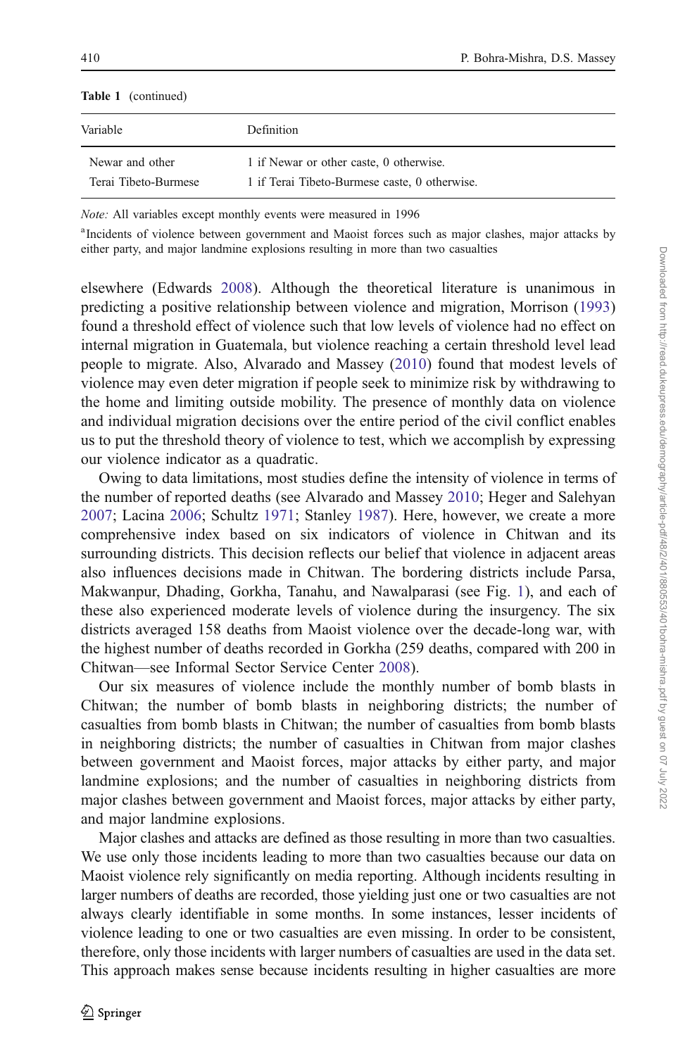**Table 1** (continued)

| Variable | Definition |
|---|---|
| Newar and other | 1 if Newar or other caste, 0 otherwise. |
| Terai Tibeto-Burmese | 1 if Terai Tibeto-Burmese caste, 0 otherwise. |

*Note:* All variables except monthly events were measured in 1996

[a]Incidents of violence between government and Maoist forces such as major clashes, major attacks by either party, and major landmine explosions resulting in more than two casualties

elsewhere (Edwards 2008). Although the theoretical literature is unanimous in predicting a positive relationship between violence and migration, Morrison (1993) found a threshold effect of violence such that low levels of violence had no effect on internal migration in Guatemala, but violence reaching a certain threshold level lead people to migrate. Also, Alvarado and Massey (2010) found that modest levels of violence may even deter migration if people seek to minimize risk by withdrawing to the home and limiting outside mobility. The presence of monthly data on violence and individual migration decisions over the entire period of the civil conflict enables us to put the threshold theory of violence to test, which we accomplish by expressing our violence indicator as a quadratic.

Owing to data limitations, most studies define the intensity of violence in terms of the number of reported deaths (see Alvarado and Massey 2010; Heger and Salehyan 2007; Lacina 2006; Schultz 1971; Stanley 1987). Here, however, we create a more comprehensive index based on six indicators of violence in Chitwan and its surrounding districts. This decision reflects our belief that violence in adjacent areas also influences decisions made in Chitwan. The bordering districts include Parsa, Makwanpur, Dhading, Gorkha, Tanahu, and Nawalparasi (see Fig. 1), and each of these also experienced moderate levels of violence during the insurgency. The six districts averaged 158 deaths from Maoist violence over the decade-long war, with the highest number of deaths recorded in Gorkha (259 deaths, compared with 200 in Chitwan—see Informal Sector Service Center 2008).

Our six measures of violence include the monthly number of bomb blasts in Chitwan; the number of bomb blasts in neighboring districts; the number of casualties from bomb blasts in Chitwan; the number of casualties from bomb blasts in neighboring districts; the number of casualties in Chitwan from major clashes between government and Maoist forces, major attacks by either party, and major landmine explosions; and the number of casualties in neighboring districts from major clashes between government and Maoist forces, major attacks by either party, and major landmine explosions.

Major clashes and attacks are defined as those resulting in more than two casualties. We use only those incidents leading to more than two casualties because our data on Maoist violence rely significantly on media reporting. Although incidents resulting in larger numbers of deaths are recorded, those yielding just one or two casualties are not always clearly identifiable in some months. In some instances, lesser incidents of violence leading to one or two casualties are even missing. In order to be consistent, therefore, only those incidents with larger numbers of casualties are used in the data set. This approach makes sense because incidents resulting in higher casualties are more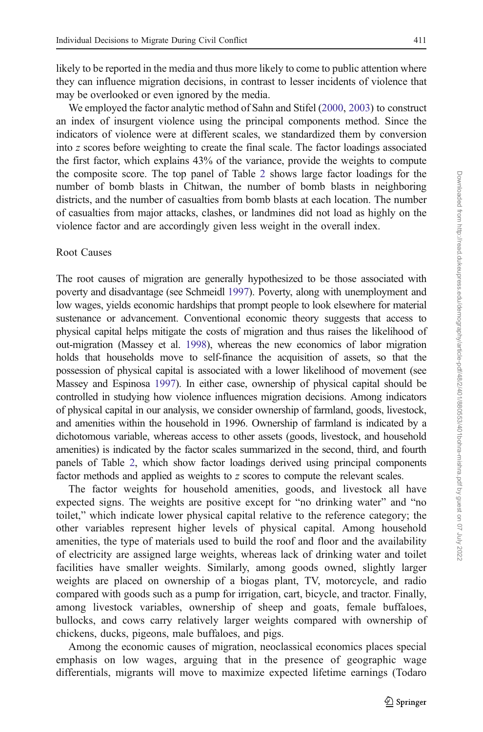likely to be reported in the media and thus more likely to come to public attention where they can influence migration decisions, in contrast to lesser incidents of violence that may be overlooked or even ignored by the media.

We employed the factor analytic method of Sahn and Stifel (2000, 2003) to construct an index of insurgent violence using the principal components method. Since the indicators of violence were at different scales, we standardized them by conversion into *z* scores before weighting to create the final scale. The factor loadings associated the first factor, which explains 43% of the variance, provide the weights to compute the composite score. The top panel of Table 2 shows large factor loadings for the number of bomb blasts in Chitwan, the number of bomb blasts in neighboring districts, and the number of casualties from bomb blasts at each location. The number of casualties from major attacks, clashes, or landmines did not load as highly on the violence factor and are accordingly given less weight in the overall index.

### Root Causes

The root causes of migration are generally hypothesized to be those associated with poverty and disadvantage (see Schmeidl 1997). Poverty, along with unemployment and low wages, yields economic hardships that prompt people to look elsewhere for material sustenance or advancement. Conventional economic theory suggests that access to physical capital helps mitigate the costs of migration and thus raises the likelihood of out-migration (Massey et al. 1998), whereas the new economics of labor migration holds that households move to self-finance the acquisition of assets, so that the possession of physical capital is associated with a lower likelihood of movement (see Massey and Espinosa 1997). In either case, ownership of physical capital should be controlled in studying how violence influences migration decisions. Among indicators of physical capital in our analysis, we consider ownership of farmland, goods, livestock, and amenities within the household in 1996. Ownership of farmland is indicated by a dichotomous variable, whereas access to other assets (goods, livestock, and household amenities) is indicated by the factor scales summarized in the second, third, and fourth panels of Table 2, which show factor loadings derived using principal components factor methods and applied as weights to *z* scores to compute the relevant scales.

The factor weights for household amenities, goods, and livestock all have expected signs. The weights are positive except for "no drinking water" and "no toilet," which indicate lower physical capital relative to the reference category; the other variables represent higher levels of physical capital. Among household amenities, the type of materials used to build the roof and floor and the availability of electricity are assigned large weights, whereas lack of drinking water and toilet facilities have smaller weights. Similarly, among goods owned, slightly larger weights are placed on ownership of a biogas plant, TV, motorcycle, and radio compared with goods such as a pump for irrigation, cart, bicycle, and tractor. Finally, among livestock variables, ownership of sheep and goats, female buffaloes, bullocks, and cows carry relatively larger weights compared with ownership of chickens, ducks, pigeons, male buffaloes, and pigs.

Among the economic causes of migration, neoclassical economics places special emphasis on low wages, arguing that in the presence of geographic wage differentials, migrants will move to maximize expected lifetime earnings (Todaro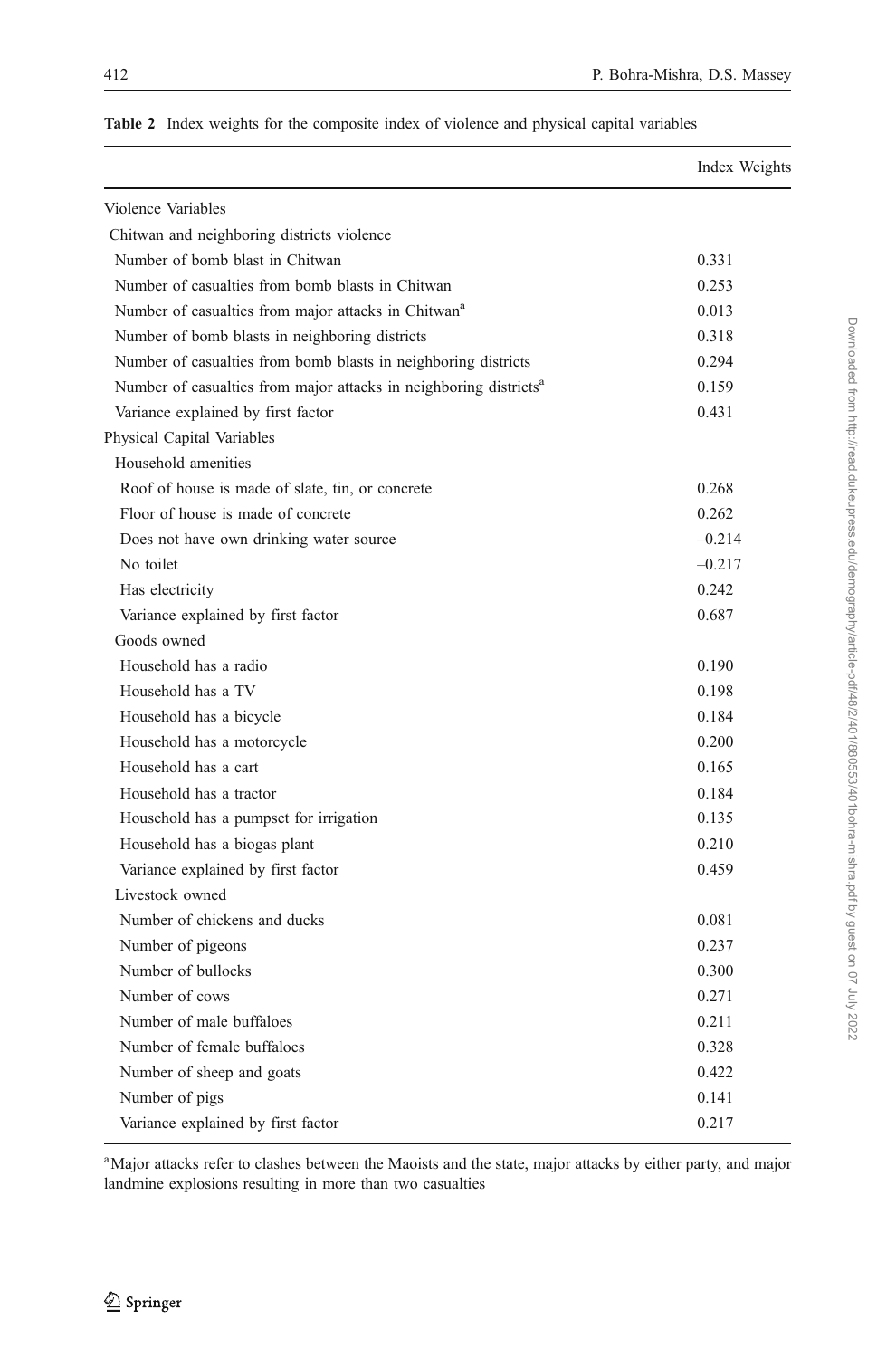**Table 2** Index weights for the composite index of violence and physical capital variables

| | Index Weights |
|---|---|
| Violence Variables | |
| Chitwan and neighboring districts violence | |
| Number of bomb blast in Chitwan | 0.331 |
| Number of casualties from bomb blasts in Chitwan | 0.253 |
| Number of casualties from major attacks in Chitwan[a] | 0.013 |
| Number of bomb blasts in neighboring districts | 0.318 |
| Number of casualties from bomb blasts in neighboring districts | 0.294 |
| Number of casualties from major attacks in neighboring districts[a] | 0.159 |
| Variance explained by first factor | 0.431 |
| Physical Capital Variables | |
| Household amenities | |
| Roof of house is made of slate, tin, or concrete | 0.268 |
| Floor of house is made of concrete | 0.262 |
| Does not have own drinking water source | –0.214 |
| No toilet | –0.217 |
| Has electricity | 0.242 |
| Variance explained by first factor | 0.687 |
| Goods owned | |
| Household has a radio | 0.190 |
| Household has a TV | 0.198 |
| Household has a bicycle | 0.184 |
| Household has a motorcycle | 0.200 |
| Household has a cart | 0.165 |
| Household has a tractor | 0.184 |
| Household has a pumpset for irrigation | 0.135 |
| Household has a biogas plant | 0.210 |
| Variance explained by first factor | 0.459 |
| Livestock owned | |
| Number of chickens and ducks | 0.081 |
| Number of pigeons | 0.237 |
| Number of bullocks | 0.300 |
| Number of cows | 0.271 |
| Number of male buffaloes | 0.211 |
| Number of female buffaloes | 0.328 |
| Number of sheep and goats | 0.422 |
| Number of pigs | 0.141 |
| Variance explained by first factor | 0.217 |

[a] Major attacks refer to clashes between the Maoists and the state, major attacks by either party, and major landmine explosions resulting in more than two casualties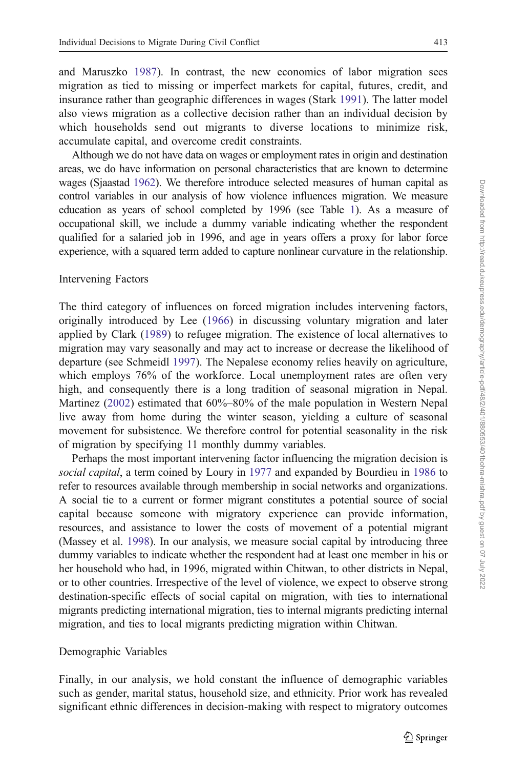and Maruszko 1987). In contrast, the new economics of labor migration sees migration as tied to missing or imperfect markets for capital, futures, credit, and insurance rather than geographic differences in wages (Stark 1991). The latter model also views migration as a collective decision rather than an individual decision by which households send out migrants to diverse locations to minimize risk, accumulate capital, and overcome credit constraints.

Although we do not have data on wages or employment rates in origin and destination areas, we do have information on personal characteristics that are known to determine wages (Sjaastad 1962). We therefore introduce selected measures of human capital as control variables in our analysis of how violence influences migration. We measure education as years of school completed by 1996 (see Table 1). As a measure of occupational skill, we include a dummy variable indicating whether the respondent qualified for a salaried job in 1996, and age in years offers a proxy for labor force experience, with a squared term added to capture nonlinear curvature in the relationship.

### Intervening Factors

The third category of influences on forced migration includes intervening factors, originally introduced by Lee (1966) in discussing voluntary migration and later applied by Clark (1989) to refugee migration. The existence of local alternatives to migration may vary seasonally and may act to increase or decrease the likelihood of departure (see Schmeidl 1997). The Nepalese economy relies heavily on agriculture, which employs 76% of the workforce. Local unemployment rates are often very high, and consequently there is a long tradition of seasonal migration in Nepal. Martinez (2002) estimated that 60%–80% of the male population in Western Nepal live away from home during the winter season, yielding a culture of seasonal movement for subsistence. We therefore control for potential seasonality in the risk of migration by specifying 11 monthly dummy variables.

Perhaps the most important intervening factor influencing the migration decision is *social capital*, a term coined by Loury in 1977 and expanded by Bourdieu in 1986 to refer to resources available through membership in social networks and organizations. A social tie to a current or former migrant constitutes a potential source of social capital because someone with migratory experience can provide information, resources, and assistance to lower the costs of movement of a potential migrant (Massey et al. 1998). In our analysis, we measure social capital by introducing three dummy variables to indicate whether the respondent had at least one member in his or her household who had, in 1996, migrated within Chitwan, to other districts in Nepal, or to other countries. Irrespective of the level of violence, we expect to observe strong destination-specific effects of social capital on migration, with ties to international migrants predicting international migration, ties to internal migrants predicting internal migration, and ties to local migrants predicting migration within Chitwan.

### Demographic Variables

Finally, in our analysis, we hold constant the influence of demographic variables such as gender, marital status, household size, and ethnicity. Prior work has revealed significant ethnic differences in decision-making with respect to migratory outcomes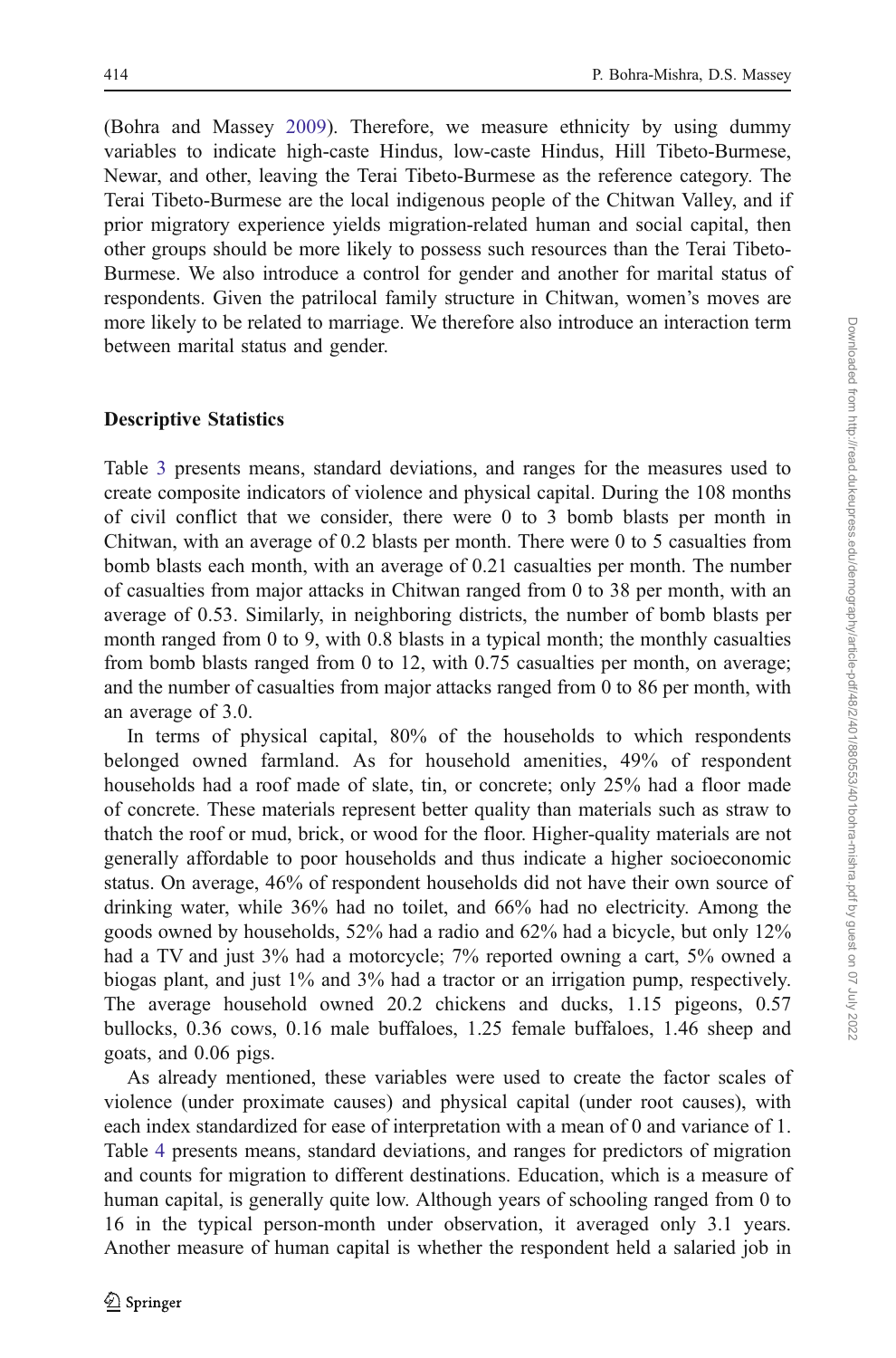(Bohra and Massey 2009). Therefore, we measure ethnicity by using dummy variables to indicate high-caste Hindus, low-caste Hindus, Hill Tibeto-Burmese, Newar, and other, leaving the Terai Tibeto-Burmese as the reference category. The Terai Tibeto-Burmese are the local indigenous people of the Chitwan Valley, and if prior migratory experience yields migration-related human and social capital, then other groups should be more likely to possess such resources than the Terai Tibeto-Burmese. We also introduce a control for gender and another for marital status of respondents. Given the patrilocal family structure in Chitwan, women's moves are more likely to be related to marriage. We therefore also introduce an interaction term between marital status and gender.

### Descriptive Statistics

Table 3 presents means, standard deviations, and ranges for the measures used to create composite indicators of violence and physical capital. During the 108 months of civil conflict that we consider, there were 0 to 3 bomb blasts per month in Chitwan, with an average of 0.2 blasts per month. There were 0 to 5 casualties from bomb blasts each month, with an average of 0.21 casualties per month. The number of casualties from major attacks in Chitwan ranged from 0 to 38 per month, with an average of 0.53. Similarly, in neighboring districts, the number of bomb blasts per month ranged from 0 to 9, with 0.8 blasts in a typical month; the monthly casualties from bomb blasts ranged from 0 to 12, with 0.75 casualties per month, on average; and the number of casualties from major attacks ranged from 0 to 86 per month, with an average of 3.0.

In terms of physical capital, 80% of the households to which respondents belonged owned farmland. As for household amenities, 49% of respondent households had a roof made of slate, tin, or concrete; only 25% had a floor made of concrete. These materials represent better quality than materials such as straw to thatch the roof or mud, brick, or wood for the floor. Higher-quality materials are not generally affordable to poor households and thus indicate a higher socioeconomic status. On average, 46% of respondent households did not have their own source of drinking water, while 36% had no toilet, and 66% had no electricity. Among the goods owned by households, 52% had a radio and 62% had a bicycle, but only 12% had a TV and just 3% had a motorcycle; 7% reported owning a cart, 5% owned a biogas plant, and just 1% and 3% had a tractor or an irrigation pump, respectively. The average household owned 20.2 chickens and ducks, 1.15 pigeons, 0.57 bullocks, 0.36 cows, 0.16 male buffaloes, 1.25 female buffaloes, 1.46 sheep and goats, and 0.06 pigs.

As already mentioned, these variables were used to create the factor scales of violence (under proximate causes) and physical capital (under root causes), with each index standardized for ease of interpretation with a mean of 0 and variance of 1. Table 4 presents means, standard deviations, and ranges for predictors of migration and counts for migration to different destinations. Education, which is a measure of human capital, is generally quite low. Although years of schooling ranged from 0 to 16 in the typical person-month under observation, it averaged only 3.1 years. Another measure of human capital is whether the respondent held a salaried job in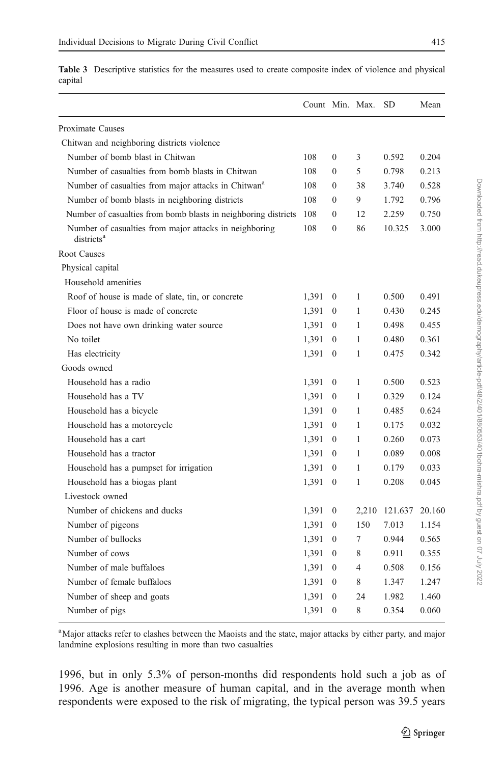**Table 3** Descriptive statistics for the measures used to create composite index of violence and physical capital

| | Count | Min. | Max. | SD | Mean |
|---|---|---|---|---|---|
| Proximate Causes | | | | | |
| Chitwan and neighboring districts violence | | | | | |
| Number of bomb blast in Chitwan | 108 | 0 | 3 | 0.592 | 0.204 |
| Number of casualties from bomb blasts in Chitwan | 108 | 0 | 5 | 0.798 | 0.213 |
| Number of casualties from major attacks in Chitwan[a] | 108 | 0 | 38 | 3.740 | 0.528 |
| Number of bomb blasts in neighboring districts | 108 | 0 | 9 | 1.792 | 0.796 |
| Number of casualties from bomb blasts in neighboring districts | 108 | 0 | 12 | 2.259 | 0.750 |
| Number of casualties from major attacks in neighboring districts[a] | 108 | 0 | 86 | 10.325 | 3.000 |
| Root Causes | | | | | |
| Physical capital | | | | | |
| Household amenities | | | | | |
| Roof of house is made of slate, tin, or concrete | 1,391 | 0 | 1 | 0.500 | 0.491 |
| Floor of house is made of concrete | 1,391 | 0 | 1 | 0.430 | 0.245 |
| Does not have own drinking water source | 1,391 | 0 | 1 | 0.498 | 0.455 |
| No toilet | 1,391 | 0 | 1 | 0.480 | 0.361 |
| Has electricity | 1,391 | 0 | 1 | 0.475 | 0.342 |
| Goods owned | | | | | |
| Household has a radio | 1,391 | 0 | 1 | 0.500 | 0.523 |
| Household has a TV | 1,391 | 0 | 1 | 0.329 | 0.124 |
| Household has a bicycle | 1,391 | 0 | 1 | 0.485 | 0.624 |
| Household has a motorcycle | 1,391 | 0 | 1 | 0.175 | 0.032 |
| Household has a cart | 1,391 | 0 | 1 | 0.260 | 0.073 |
| Household has a tractor | 1,391 | 0 | 1 | 0.089 | 0.008 |
| Household has a pumpset for irrigation | 1,391 | 0 | 1 | 0.179 | 0.033 |
| Household has a biogas plant | 1,391 | 0 | 1 | 0.208 | 0.045 |
| Livestock owned | | | | | |
| Number of chickens and ducks | 1,391 | 0 | 2,210 | 121.637 | 20.160 |
| Number of pigeons | 1,391 | 0 | 150 | 7.013 | 1.154 |
| Number of bullocks | 1,391 | 0 | 7 | 0.944 | 0.565 |
| Number of cows | 1,391 | 0 | 8 | 0.911 | 0.355 |
| Number of male buffaloes | 1,391 | 0 | 4 | 0.508 | 0.156 |
| Number of female buffaloes | 1,391 | 0 | 8 | 1.347 | 1.247 |
| Number of sheep and goats | 1,391 | 0 | 24 | 1.982 | 1.460 |
| Number of pigs | 1,391 | 0 | 8 | 0.354 | 0.060 |

[a] Major attacks refer to clashes between the Maoists and the state, major attacks by either party, and major landmine explosions resulting in more than two casualties

1996, but in only 5.3% of person-months did respondents hold such a job as of 1996. Age is another measure of human capital, and in the average month when respondents were exposed to the risk of migrating, the typical person was 39.5 years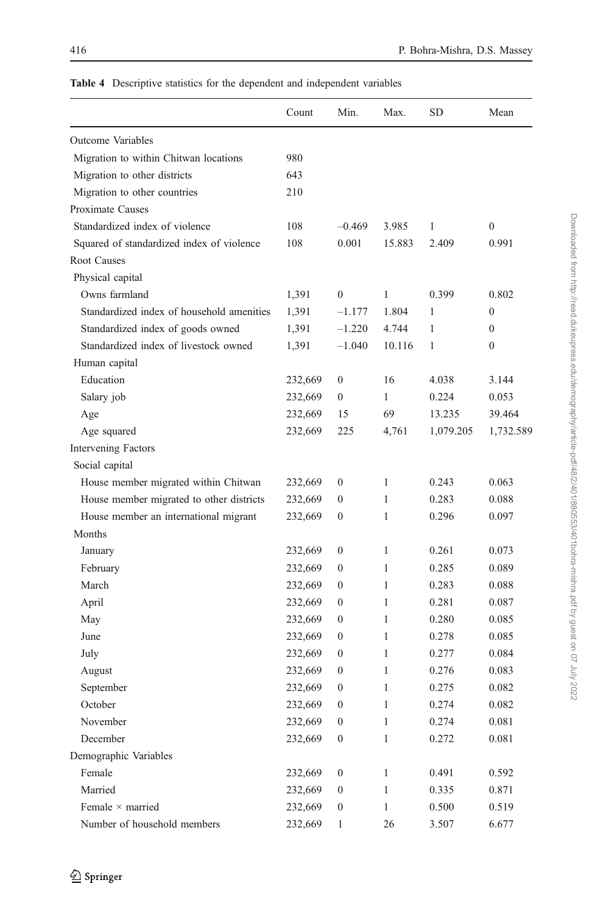**Table 4** Descriptive statistics for the dependent and independent variables

| | Count | Min. | Max. | SD | Mean |
|---|---|---|---|---|---|
| Outcome Variables | | | | | |
| Migration to within Chitwan locations | 980 | | | | |
| Migration to other districts | 643 | | | | |
| Migration to other countries | 210 | | | | |
| Proximate Causes | | | | | |
| Standardized index of violence | 108 | –0.469 | 3.985 | 1 | 0 |
| Squared of standardized index of violence | 108 | 0.001 | 15.883 | 2.409 | 0.991 |
| Root Causes | | | | | |
| Physical capital | | | | | |
| Owns farmland | 1,391 | 0 | 1 | 0.399 | 0.802 |
| Standardized index of household amenities | 1,391 | –1.177 | 1.804 | 1 | 0 |
| Standardized index of goods owned | 1,391 | –1.220 | 4.744 | 1 | 0 |
| Standardized index of livestock owned | 1,391 | –1.040 | 10.116 | 1 | 0 |
| Human capital | | | | | |
| Education | 232,669 | 0 | 16 | 4.038 | 3.144 |
| Salary job | 232,669 | 0 | 1 | 0.224 | 0.053 |
| Age | 232,669 | 15 | 69 | 13.235 | 39.464 |
| Age squared | 232,669 | 225 | 4,761 | 1,079.205 | 1,732.589 |
| Intervening Factors | | | | | |
| Social capital | | | | | |
| House member migrated within Chitwan | 232,669 | 0 | 1 | 0.243 | 0.063 |
| House member migrated to other districts | 232,669 | 0 | 1 | 0.283 | 0.088 |
| House member an international migrant | 232,669 | 0 | 1 | 0.296 | 0.097 |
| Months | | | | | |
| January | 232,669 | 0 | 1 | 0.261 | 0.073 |
| February | 232,669 | 0 | 1 | 0.285 | 0.089 |
| March | 232,669 | 0 | 1 | 0.283 | 0.088 |
| April | 232,669 | 0 | 1 | 0.281 | 0.087 |
| May | 232,669 | 0 | 1 | 0.280 | 0.085 |
| June | 232,669 | 0 | 1 | 0.278 | 0.085 |
| July | 232,669 | 0 | 1 | 0.277 | 0.084 |
| August | 232,669 | 0 | 1 | 0.276 | 0.083 |
| September | 232,669 | 0 | 1 | 0.275 | 0.082 |
| October | 232,669 | 0 | 1 | 0.274 | 0.082 |
| November | 232,669 | 0 | 1 | 0.274 | 0.081 |
| December | 232,669 | 0 | 1 | 0.272 | 0.081 |
| Demographic Variables | | | | | |
| Female | 232,669 | 0 | 1 | 0.491 | 0.592 |
| Married | 232,669 | 0 | 1 | 0.335 | 0.871 |
| Female × married | 232,669 | 0 | 1 | 0.500 | 0.519 |
| Number of household members | 232,669 | 1 | 26 | 3.507 | 6.677 |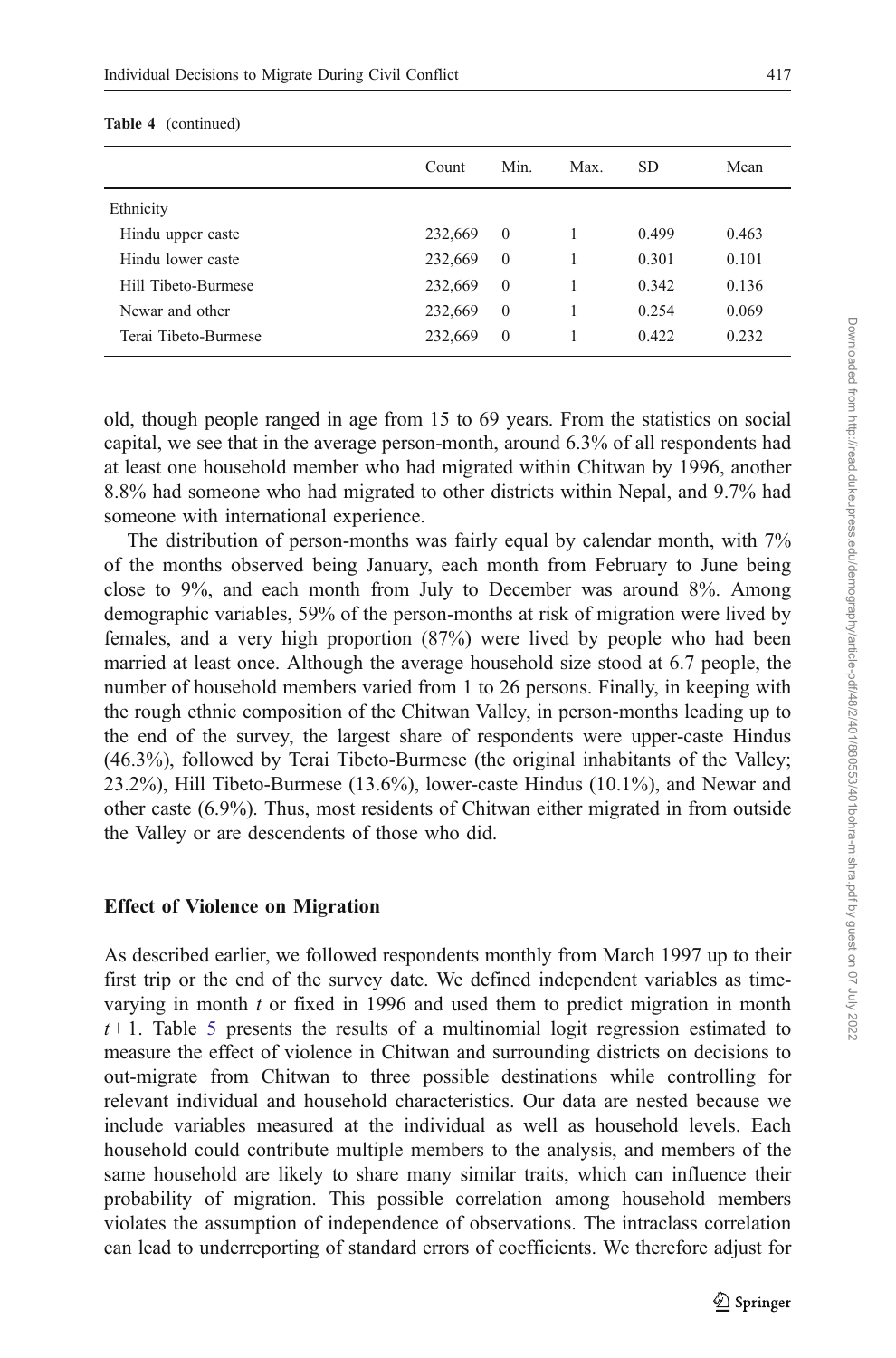**Table 4** (continued)

| | Count | Min. | Max. | SD | Mean |
|---|---|---|---|---|---|
| Ethnicity | | | | | |
| Hindu upper caste | 232,669 | 0 | 1 | 0.499 | 0.463 |
| Hindu lower caste | 232,669 | 0 | 1 | 0.301 | 0.101 |
| Hill Tibeto-Burmese | 232,669 | 0 | 1 | 0.342 | 0.136 |
| Newar and other | 232,669 | 0 | 1 | 0.254 | 0.069 |
| Terai Tibeto-Burmese | 232,669 | 0 | 1 | 0.422 | 0.232 |

old, though people ranged in age from 15 to 69 years. From the statistics on social capital, we see that in the average person-month, around 6.3% of all respondents had at least one household member who had migrated within Chitwan by 1996, another 8.8% had someone who had migrated to other districts within Nepal, and 9.7% had someone with international experience.

The distribution of person-months was fairly equal by calendar month, with 7% of the months observed being January, each month from February to June being close to 9%, and each month from July to December was around 8%. Among demographic variables, 59% of the person-months at risk of migration were lived by females, and a very high proportion (87%) were lived by people who had been married at least once. Although the average household size stood at 6.7 people, the number of household members varied from 1 to 26 persons. Finally, in keeping with the rough ethnic composition of the Chitwan Valley, in person-months leading up to the end of the survey, the largest share of respondents were upper-caste Hindus (46.3%), followed by Terai Tibeto-Burmese (the original inhabitants of the Valley; 23.2%), Hill Tibeto-Burmese (13.6%), lower-caste Hindus (10.1%), and Newar and other caste (6.9%). Thus, most residents of Chitwan either migrated in from outside the Valley or are descendents of those who did.

### Effect of Violence on Migration

As described earlier, we followed respondents monthly from March 1997 up to their first trip or the end of the survey date. We defined independent variables as time-varying in month $t$ or fixed in 1996 and used them to predict migration in month $t+1$. Table 5 presents the results of a multinomial logit regression estimated to measure the effect of violence in Chitwan and surrounding districts on decisions to out-migrate from Chitwan to three possible destinations while controlling for relevant individual and household characteristics. Our data are nested because we include variables measured at the individual as well as household levels. Each household could contribute multiple members to the analysis, and members of the same household are likely to share many similar traits, which can influence their probability of migration. This possible correlation among household members violates the assumption of independence of observations. The intraclass correlation can lead to underreporting of standard errors of coefficients. We therefore adjust for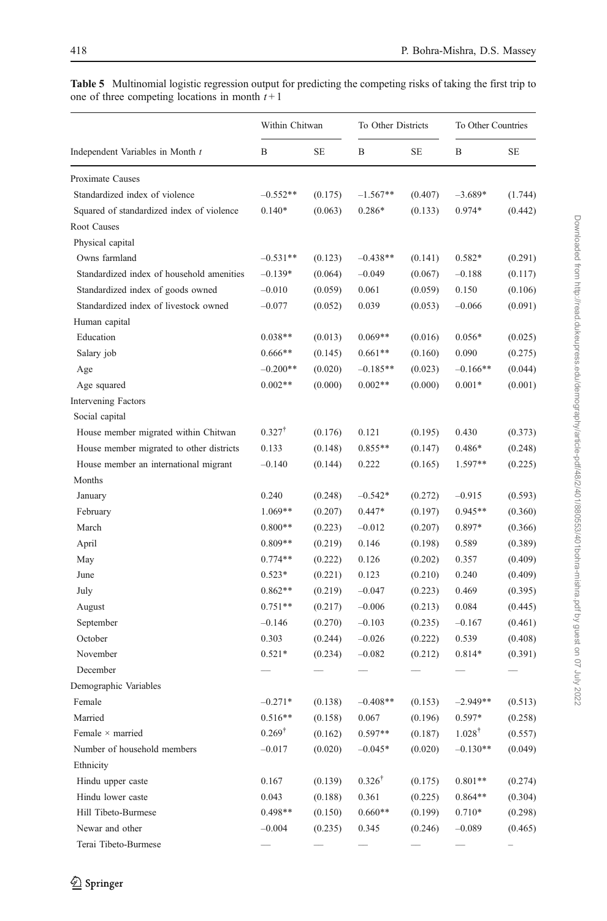**Table 5** Multinomial logistic regression output for predicting the competing risks of taking the first trip to one of three competing locations in month $t+1$

| | Within Chitwan | | To Other Districts | | To Other Countries | |
|---|---|---|---|---|---|---|
| Independent Variables in Month $t$ | B | SE | B | SE | B | SE |
| Proximate Causes | | | | | | |
| Standardized index of violence | –0.552** | (0.175) | –1.567** | (0.407) | –3.689* | (1.744) |
| Squared of standardized index of violence | 0.140* | (0.063) | 0.286* | (0.133) | 0.974* | (0.442) |
| Root Causes | | | | | | |
| Physical capital | | | | | | |
| Owns farmland | –0.531** | (0.123) | –0.438** | (0.141) | 0.582* | (0.291) |
| Standardized index of household amenities | –0.139* | (0.064) | –0.049 | (0.067) | –0.188 | (0.117) |
| Standardized index of goods owned | –0.010 | (0.059) | 0.061 | (0.059) | 0.150 | (0.106) |
| Standardized index of livestock owned | –0.077 | (0.052) | 0.039 | (0.053) | –0.066 | (0.091) |
| Human capital | | | | | | |
| Education | 0.038** | (0.013) | 0.069** | (0.016) | 0.056* | (0.025) |
| Salary job | 0.666** | (0.145) | 0.661** | (0.160) | 0.090 | (0.275) |
| Age | –0.200** | (0.020) | –0.185** | (0.023) | –0.166** | (0.044) |
| Age squared | 0.002** | (0.000) | 0.002** | (0.000) | 0.001* | (0.001) |
| Intervening Factors | | | | | | |
| Social capital | | | | | | |
| House member migrated within Chitwan | 0.327† | (0.176) | 0.121 | (0.195) | 0.430 | (0.373) |
| House member migrated to other districts | 0.133 | (0.148) | 0.855** | (0.147) | 0.486* | (0.248) |
| House member an international migrant | –0.140 | (0.144) | 0.222 | (0.165) | 1.597** | (0.225) |
| Months | | | | | | |
| January | 0.240 | (0.248) | –0.542* | (0.272) | –0.915 | (0.593) |
| February | 1.069** | (0.207) | 0.447* | (0.197) | 0.945** | (0.360) |
| March | 0.800** | (0.223) | –0.012 | (0.207) | 0.897* | (0.366) |
| April | 0.809** | (0.219) | 0.146 | (0.198) | 0.589 | (0.389) |
| May | 0.774** | (0.222) | 0.126 | (0.202) | 0.357 | (0.409) |
| June | 0.523* | (0.221) | 0.123 | (0.210) | 0.240 | (0.409) |
| July | 0.862** | (0.219) | –0.047 | (0.223) | 0.469 | (0.395) |
| August | 0.751** | (0.217) | –0.006 | (0.213) | 0.084 | (0.445) |
| September | –0.146 | (0.270) | –0.103 | (0.235) | –0.167 | (0.461) |
| October | 0.303 | (0.244) | –0.026 | (0.222) | 0.539 | (0.408) |
| November | 0.521* | (0.234) | –0.082 | (0.212) | 0.814* | (0.391) |
| December | — | — | — | — | — | — |
| Demographic Variables | | | | | | |
| Female | –0.271* | (0.138) | –0.408** | (0.153) | –2.949** | (0.513) |
| Married | 0.516** | (0.158) | 0.067 | (0.196) | 0.597* | (0.258) |
| Female × married | 0.269† | (0.162) | 0.597** | (0.187) | 1.028† | (0.557) |
| Number of household members | –0.017 | (0.020) | –0.045* | (0.020) | –0.130** | (0.049) |
| Ethnicity | | | | | | |
| Hindu upper caste | 0.167 | (0.139) | 0.326† | (0.175) | 0.801** | (0.274) |
| Hindu lower caste | 0.043 | (0.188) | 0.361 | (0.225) | 0.864** | (0.304) |
| Hill Tibeto-Burmese | 0.498** | (0.150) | 0.660** | (0.199) | 0.710* | (0.298) |
| Newar and other | –0.004 | (0.235) | 0.345 | (0.246) | –0.089 | (0.465) |
| Terai Tibeto-Burmese | — | — | — | — | — | – |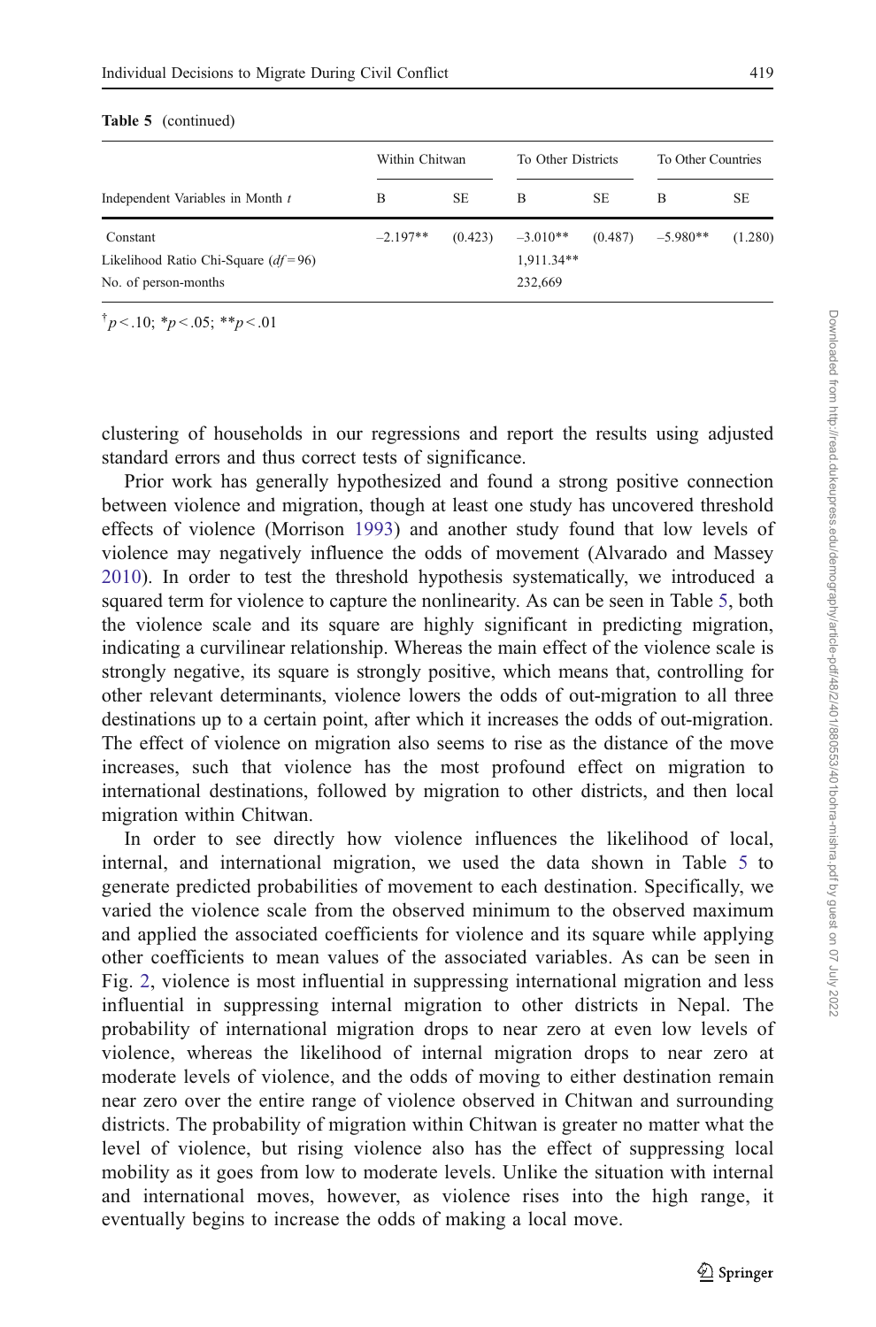**Table 5** (continued)

| Independent Variables in Month $t$ | Within Chitwan | | To Other Districts | | To Other Countries | |
|---|---|---|---|---|---|---|
| | B | SE | B | SE | B | SE |
| Constant | –2.197** | (0.423) | –3.010** | (0.487) | –5.980** | (1.280) |
| Likelihood Ratio Chi-Square ($df = 96$) | | | 1,911.34** | | | |
| No. of person-months | | | 232,669 | | | |

[†]$p < .10$; *$p < .05$; **$p < .01$

clustering of households in our regressions and report the results using adjusted standard errors and thus correct tests of significance.

Prior work has generally hypothesized and found a strong positive connection between violence and migration, though at least one study has uncovered threshold effects of violence (Morrison 1993) and another study found that low levels of violence may negatively influence the odds of movement (Alvarado and Massey 2010). In order to test the threshold hypothesis systematically, we introduced a squared term for violence to capture the nonlinearity. As can be seen in Table 5, both the violence scale and its square are highly significant in predicting migration, indicating a curvilinear relationship. Whereas the main effect of the violence scale is strongly negative, its square is strongly positive, which means that, controlling for other relevant determinants, violence lowers the odds of out-migration to all three destinations up to a certain point, after which it increases the odds of out-migration. The effect of violence on migration also seems to rise as the distance of the move increases, such that violence has the most profound effect on migration to international destinations, followed by migration to other districts, and then local migration within Chitwan.

In order to see directly how violence influences the likelihood of local, internal, and international migration, we used the data shown in Table 5 to generate predicted probabilities of movement to each destination. Specifically, we varied the violence scale from the observed minimum to the observed maximum and applied the associated coefficients for violence and its square while applying other coefficients to mean values of the associated variables. As can be seen in Fig. 2, violence is most influential in suppressing international migration and less influential in suppressing internal migration to other districts in Nepal. The probability of international migration drops to near zero at even low levels of violence, whereas the likelihood of internal migration drops to near zero at moderate levels of violence, and the odds of moving to either destination remain near zero over the entire range of violence observed in Chitwan and surrounding districts. The probability of migration within Chitwan is greater no matter what the level of violence, but rising violence also has the effect of suppressing local mobility as it goes from low to moderate levels. Unlike the situation with internal and international moves, however, as violence rises into the high range, it eventually begins to increase the odds of making a local move.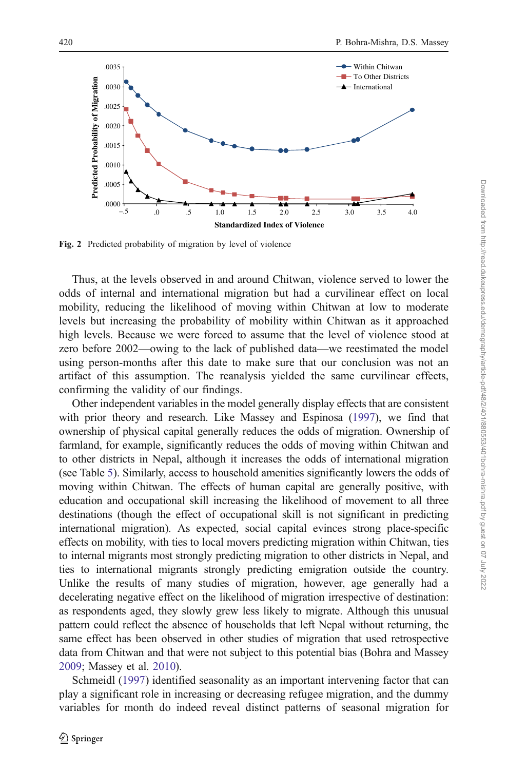Predicted Probability of Migration

.0035
.0030
.0025
.0020
.0015
.0010
.0005
.0000

–.5 .0 .5 1.0 1.5 2.0 2.5 3.0 3.5 4.0

Standardized Index of Violence

Within Chitwan
To Other Districts
International

**Fig. 2** Predicted probability of migration by level of violence

Thus, at the levels observed in and around Chitwan, violence served to lower the odds of internal and international migration but had a curvilinear effect on local mobility, reducing the likelihood of moving within Chitwan at low to moderate levels but increasing the probability of mobility within Chitwan as it approached high levels. Because we were forced to assume that the level of violence stood at zero before 2002—owing to the lack of published data—we reestimated the model using person-months after this date to make sure that our conclusion was not an artifact of this assumption. The reanalysis yielded the same curvilinear effects, confirming the validity of our findings.

Other independent variables in the model generally display effects that are consistent with prior theory and research. Like Massey and Espinosa (1997), we find that ownership of physical capital generally reduces the odds of migration. Ownership of farmland, for example, significantly reduces the odds of moving within Chitwan and to other districts in Nepal, although it increases the odds of international migration (see Table 5). Similarly, access to household amenities significantly lowers the odds of moving within Chitwan. The effects of human capital are generally positive, with education and occupational skill increasing the likelihood of movement to all three destinations (though the effect of occupational skill is not significant in predicting international migration). As expected, social capital evinces strong place-specific effects on mobility, with ties to local movers predicting migration within Chitwan, ties to internal migrants most strongly predicting migration to other districts in Nepal, and ties to international migrants strongly predicting emigration outside the country. Unlike the results of many studies of migration, however, age generally had a decelerating negative effect on the likelihood of migration irrespective of destination: as respondents aged, they slowly grew less likely to migrate. Although this unusual pattern could reflect the absence of households that left Nepal without returning, the same effect has been observed in other studies of migration that used retrospective data from Chitwan and that were not subject to this potential bias (Bohra and Massey 2009; Massey et al. 2010).

Schmeidl (1997) identified seasonality as an important intervening factor that can play a significant role in increasing or decreasing refugee migration, and the dummy variables for month do indeed reveal distinct patterns of seasonal migration for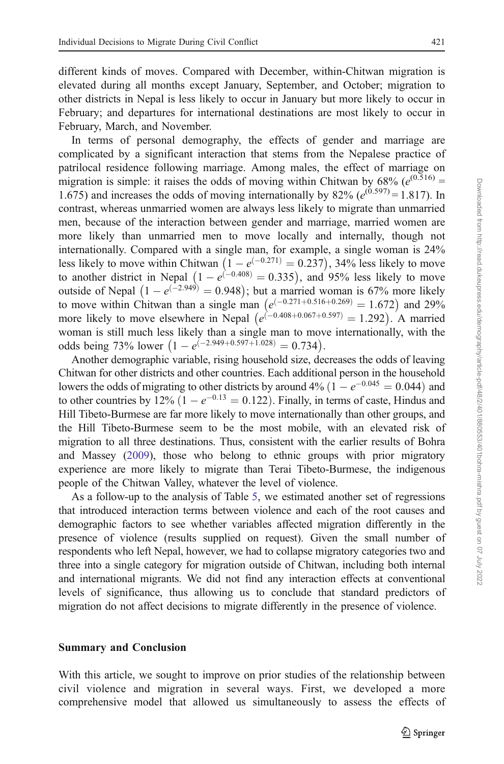different kinds of moves. Compared with December, within-Chitwan migration is elevated during all months except January, September, and October; migration to other districts in Nepal is less likely to occur in January but more likely to occur in February; and departures for international destinations are most likely to occur in February, March, and November.

In terms of personal demography, the effects of gender and marriage are complicated by a significant interaction that stems from the Nepalese practice of patrilocal residence following marriage. Among males, the effect of marriage on migration is simple: it raises the odds of moving within Chitwan by 68% ($e^{(0.516)} = 1.675$) and increases the odds of moving internationally by 82% ($e^{(0.597)} = 1.817$). In contrast, whereas unmarried women are always less likely to migrate than unmarried men, because of the interaction between gender and marriage, married women are more likely than unmarried men to move locally and internally, though not internationally. Compared with a single man, for example, a single woman is 24% less likely to move within Chitwan $\left(1 - e^{(-0.271)} = 0.237\right)$, 34% less likely to move to another district in Nepal $\left(1 - e^{(-0.408)} = 0.335\right)$, and 95% less likely to move outside of Nepal $\left(1 - e^{(-2.949)} = 0.948\right)$; but a married woman is 67% more likely to move within Chitwan than a single man $\left(e^{(-0.271+0.516+0.269)} = 1.672\right)$ and 29% more likely to move elsewhere in Nepal $\left(e^{(-0.408+0.067+0.597)} = 1.292\right)$. A married woman is still much less likely than a single man to move internationally, with the odds being 73% lower $\left(1 - e^{(-2.949+0.597+1.028)} = 0.734\right)$.

Another demographic variable, rising household size, decreases the odds of leaving Chitwan for other districts and other countries. Each additional person in the household lowers the odds of migrating to other districts by around 4% ($1 - e^{-0.045} = 0.044$) and to other countries by 12% ($1 - e^{-0.13} = 0.122$). Finally, in terms of caste, Hindus and Hill Tibeto-Burmese are far more likely to move internationally than other groups, and the Hill Tibeto-Burmese seem to be the most mobile, with an elevated risk of migration to all three destinations. Thus, consistent with the earlier results of Bohra and Massey (2009), those who belong to ethnic groups with prior migratory experience are more likely to migrate than Terai Tibeto-Burmese, the indigenous people of the Chitwan Valley, whatever the level of violence.

As a follow-up to the analysis of Table 5, we estimated another set of regressions that introduced interaction terms between violence and each of the root causes and demographic factors to see whether variables affected migration differently in the presence of violence (results supplied on request). Given the small number of respondents who left Nepal, however, we had to collapse migratory categories two and three into a single category for migration outside of Chitwan, including both internal and international migrants. We did not find any interaction effects at conventional levels of significance, thus allowing us to conclude that standard predictors of migration do not affect decisions to migrate differently in the presence of violence.

## Summary and Conclusion

With this article, we sought to improve on prior studies of the relationship between civil violence and migration in several ways. First, we developed a more comprehensive model that allowed us simultaneously to assess the effects of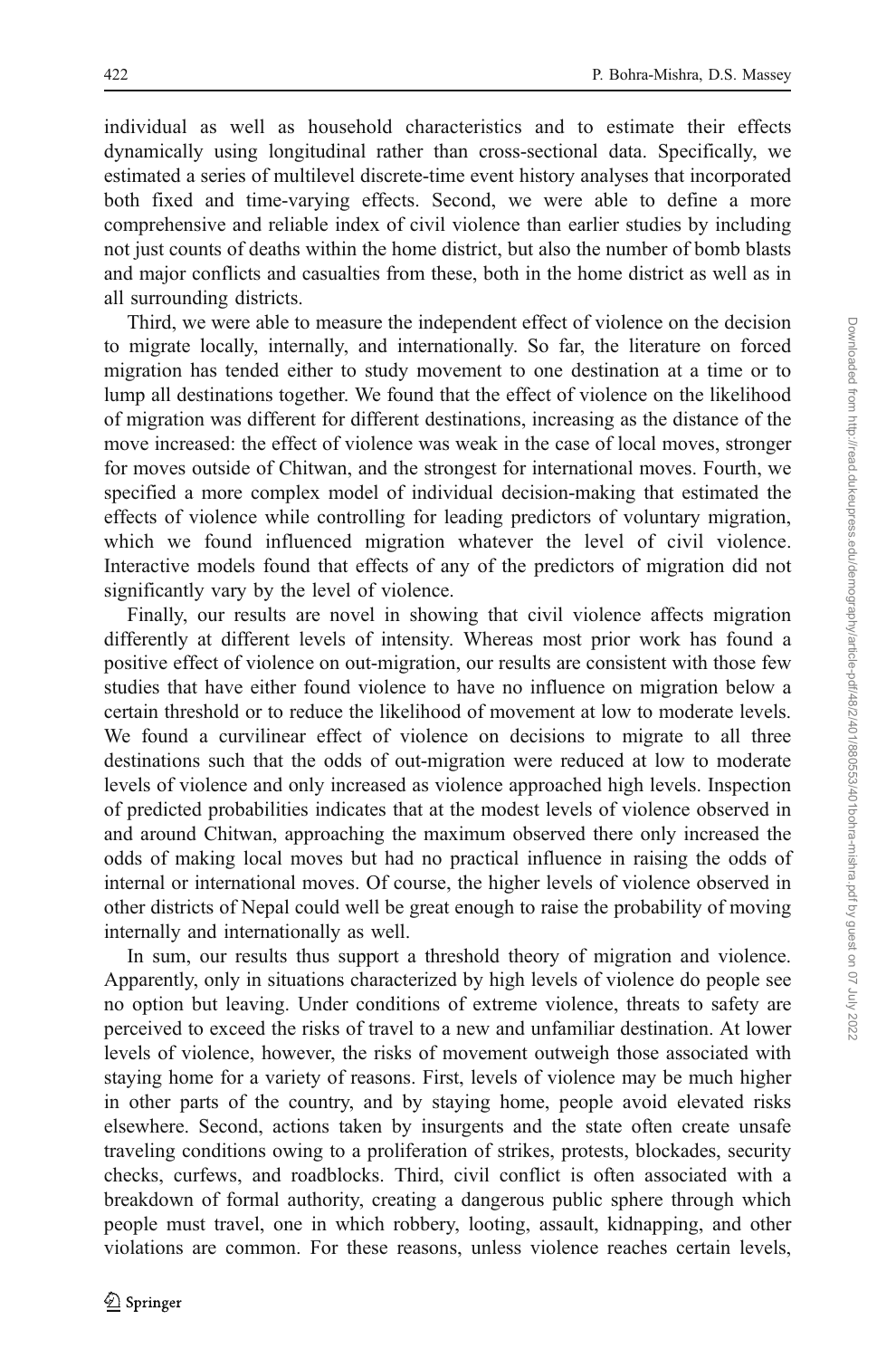individual as well as household characteristics and to estimate their effects dynamically using longitudinal rather than cross-sectional data. Specifically, we estimated a series of multilevel discrete-time event history analyses that incorporated both fixed and time-varying effects. Second, we were able to define a more comprehensive and reliable index of civil violence than earlier studies by including not just counts of deaths within the home district, but also the number of bomb blasts and major conflicts and casualties from these, both in the home district as well as in all surrounding districts.

Third, we were able to measure the independent effect of violence on the decision to migrate locally, internally, and internationally. So far, the literature on forced migration has tended either to study movement to one destination at a time or to lump all destinations together. We found that the effect of violence on the likelihood of migration was different for different destinations, increasing as the distance of the move increased: the effect of violence was weak in the case of local moves, stronger for moves outside of Chitwan, and the strongest for international moves. Fourth, we specified a more complex model of individual decision-making that estimated the effects of violence while controlling for leading predictors of voluntary migration, which we found influenced migration whatever the level of civil violence. Interactive models found that effects of any of the predictors of migration did not significantly vary by the level of violence.

Finally, our results are novel in showing that civil violence affects migration differently at different levels of intensity. Whereas most prior work has found a positive effect of violence on out-migration, our results are consistent with those few studies that have either found violence to have no influence on migration below a certain threshold or to reduce the likelihood of movement at low to moderate levels. We found a curvilinear effect of violence on decisions to migrate to all three destinations such that the odds of out-migration were reduced at low to moderate levels of violence and only increased as violence approached high levels. Inspection of predicted probabilities indicates that at the modest levels of violence observed in and around Chitwan, approaching the maximum observed there only increased the odds of making local moves but had no practical influence in raising the odds of internal or international moves. Of course, the higher levels of violence observed in other districts of Nepal could well be great enough to raise the probability of moving internally and internationally as well.

In sum, our results thus support a threshold theory of migration and violence. Apparently, only in situations characterized by high levels of violence do people see no option but leaving. Under conditions of extreme violence, threats to safety are perceived to exceed the risks of travel to a new and unfamiliar destination. At lower levels of violence, however, the risks of movement outweigh those associated with staying home for a variety of reasons. First, levels of violence may be much higher in other parts of the country, and by staying home, people avoid elevated risks elsewhere. Second, actions taken by insurgents and the state often create unsafe traveling conditions owing to a proliferation of strikes, protests, blockades, security checks, curfews, and roadblocks. Third, civil conflict is often associated with a breakdown of formal authority, creating a dangerous public sphere through which people must travel, one in which robbery, looting, assault, kidnapping, and other violations are common. For these reasons, unless violence reaches certain levels,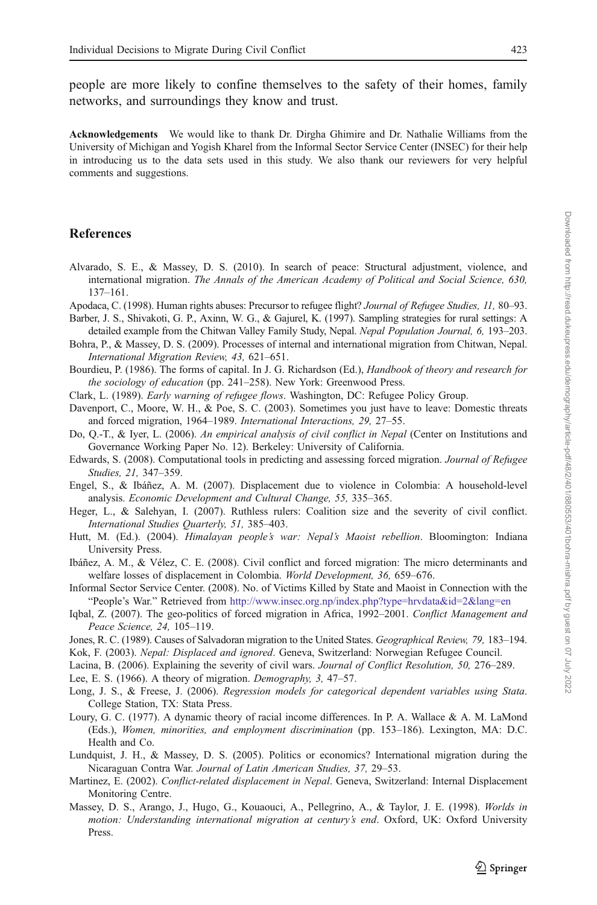people are more likely to confine themselves to the safety of their homes, family networks, and surroundings they know and trust.

**Acknowledgements** We would like to thank Dr. Dirgha Ghimire and Dr. Nathalie Williams from the University of Michigan and Yogish Kharel from the Informal Sector Service Center (INSEC) for their help in introducing us to the data sets used in this study. We also thank our reviewers for very helpful comments and suggestions.

## References

Alvarado, S. E., & Massey, D. S. (2010). In search of peace: Structural adjustment, violence, and international migration. *The Annals of the American Academy of Political and Social Science, 630,* 137–161.

Apodaca, C. (1998). Human rights abuses: Precursor to refugee flight? *Journal of Refugee Studies, 11,* 80–93.

Barber, J. S., Shivakoti, G. P., Axinn, W. G., & Gajurel, K. (1997). Sampling strategies for rural settings: A detailed example from the Chitwan Valley Family Study, Nepal. *Nepal Population Journal, 6,* 193–203.

Bohra, P., & Massey, D. S. (2009). Processes of internal and international migration from Chitwan, Nepal. *International Migration Review, 43,* 621–651.

Bourdieu, P. (1986). The forms of capital. In J. G. Richardson (Ed.), *Handbook of theory and research for the sociology of education* (pp. 241–258). New York: Greenwood Press.

Clark, L. (1989). *Early warning of refugee flows*. Washington, DC: Refugee Policy Group.

Davenport, C., Moore, W. H., & Poe, S. C. (2003). Sometimes you just have to leave: Domestic threats and forced migration, 1964–1989. *International Interactions, 29,* 27–55.

Do, Q.-T., & Iyer, L. (2006). *An empirical analysis of civil conflict in Nepal* (Center on Institutions and Governance Working Paper No. 12). Berkeley: University of California.

Edwards, S. (2008). Computational tools in predicting and assessing forced migration. *Journal of Refugee Studies, 21,* 347–359.

Engel, S., & Ibáñez, A. M. (2007). Displacement due to violence in Colombia: A household-level analysis. *Economic Development and Cultural Change, 55,* 335–365.

Heger, L., & Salehyan, I. (2007). Ruthless rulers: Coalition size and the severity of civil conflict. *International Studies Quarterly, 51,* 385–403.

Hutt, M. (Ed.). (2004). *Himalayan people's war: Nepal's Maoist rebellion*. Bloomington: Indiana University Press.

Ibáñez, A. M., & Vélez, C. E. (2008). Civil conflict and forced migration: The micro determinants and welfare losses of displacement in Colombia. *World Development, 36,* 659–676.

Informal Sector Service Center. (2008). No. of Victims Killed by State and Maoist in Connection with the "People's War." Retrieved from http://www.insec.org.np/index.php?type=hrvdata&id=2&lang=en

Iqbal, Z. (2007). The geo-politics of forced migration in Africa, 1992–2001. *Conflict Management and Peace Science, 24,* 105–119.

Jones, R. C. (1989). Causes of Salvadoran migration to the United States. *Geographical Review, 79,* 183–194.

Kok, F. (2003). *Nepal: Displaced and ignored*. Geneva, Switzerland: Norwegian Refugee Council.

Lacina, B. (2006). Explaining the severity of civil wars. *Journal of Conflict Resolution, 50,* 276–289.

Lee, E. S. (1966). A theory of migration. *Demography, 3,* 47–57.

Long, J. S., & Freese, J. (2006). *Regression models for categorical dependent variables using Stata*. College Station, TX: Stata Press.

Loury, G. C. (1977). A dynamic theory of racial income differences. In P. A. Wallace & A. M. LaMond (Eds.), *Women, minorities, and employment discrimination* (pp. 153–186). Lexington, MA: D.C. Health and Co.

Lundquist, J. H., & Massey, D. S. (2005). Politics or economics? International migration during the Nicaraguan Contra War. *Journal of Latin American Studies, 37,* 29–53.

Martinez, E. (2002). *Conflict-related displacement in Nepal*. Geneva, Switzerland: Internal Displacement Monitoring Centre.

Massey, D. S., Arango, J., Hugo, G., Kouaouci, A., Pellegrino, A., & Taylor, J. E. (1998). *Worlds in motion: Understanding international migration at century's end*. Oxford, UK: Oxford University Press.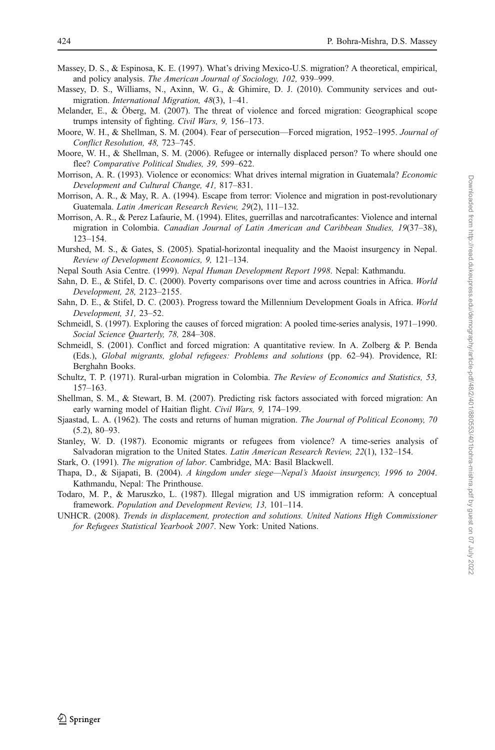Massey, D. S., & Espinosa, K. E. (1997). What's driving Mexico-U.S. migration? A theoretical, empirical, and policy analysis. *The American Journal of Sociology, 102,* 939–999.

Massey, D. S., Williams, N., Axinn, W. G., & Ghimire, D. J. (2010). Community services and out-migration. *International Migration, 48*(3), 1–41.

Melander, E., & Öberg, M. (2007). The threat of violence and forced migration: Geographical scope trumps intensity of fighting. *Civil Wars, 9,* 156–173.

Moore, W. H., & Shellman, S. M. (2004). Fear of persecution—Forced migration, 1952–1995. *Journal of Conflict Resolution, 48,* 723–745.

Moore, W. H., & Shellman, S. M. (2006). Refugee or internally displaced person? To where should one flee? *Comparative Political Studies, 39,* 599–622.

Morrison, A. R. (1993). Violence or economics: What drives internal migration in Guatemala? *Economic Development and Cultural Change, 41,* 817–831.

Morrison, A. R., & May, R. A. (1994). Escape from terror: Violence and migration in post-revolutionary Guatemala. *Latin American Research Review, 29*(2), 111–132.

Morrison, A. R., & Perez Lafaurie, M. (1994). Elites, guerrillas and narcotraficantes: Violence and internal migration in Colombia. *Canadian Journal of Latin American and Caribbean Studies, 19*(37–38), 123–154.

Murshed, M. S., & Gates, S. (2005). Spatial-horizontal inequality and the Maoist insurgency in Nepal. *Review of Development Economics, 9,* 121–134.

Nepal South Asia Centre. (1999). *Nepal Human Development Report 1998*. Nepal: Kathmandu.

Sahn, D. E., & Stifel, D. C. (2000). Poverty comparisons over time and across countries in Africa. *World Development, 28,* 2123–2155.

Sahn, D. E., & Stifel, D. C. (2003). Progress toward the Millennium Development Goals in Africa. *World Development, 31,* 23–52.

Schmeidl, S. (1997). Exploring the causes of forced migration: A pooled time-series analysis, 1971–1990. *Social Science Quarterly, 78,* 284–308.

Schmeidl, S. (2001). Conflict and forced migration: A quantitative review. In A. Zolberg & P. Benda (Eds.), *Global migrants, global refugees: Problems and solutions* (pp. 62–94). Providence, RI: Berghahn Books.

Schultz, T. P. (1971). Rural-urban migration in Colombia. *The Review of Economics and Statistics, 53,* 157–163.

Shellman, S. M., & Stewart, B. M. (2007). Predicting risk factors associated with forced migration: An early warning model of Haitian flight. *Civil Wars, 9,* 174–199.

Sjaastad, L. A. (1962). The costs and returns of human migration. *The Journal of Political Economy, 70* (5.2), 80–93.

Stanley, W. D. (1987). Economic migrants or refugees from violence? A time-series analysis of Salvadoran migration to the United States. *Latin American Research Review, 22*(1), 132–154.

Stark, O. (1991). *The migration of labor*. Cambridge, MA: Basil Blackwell.

Thapa, D., & Sijapati, B. (2004). *A kingdom under siege—Nepal's Maoist insurgency, 1996 to 2004*. Kathmandu, Nepal: The Printhouse.

Todaro, M. P., & Maruszko, L. (1987). Illegal migration and US immigration reform: A conceptual framework. *Population and Development Review, 13,* 101–114.

UNHCR. (2008). *Trends in displacement, protection and solutions. United Nations High Commissioner for Refugees Statistical Yearbook 2007*. New York: United Nations.